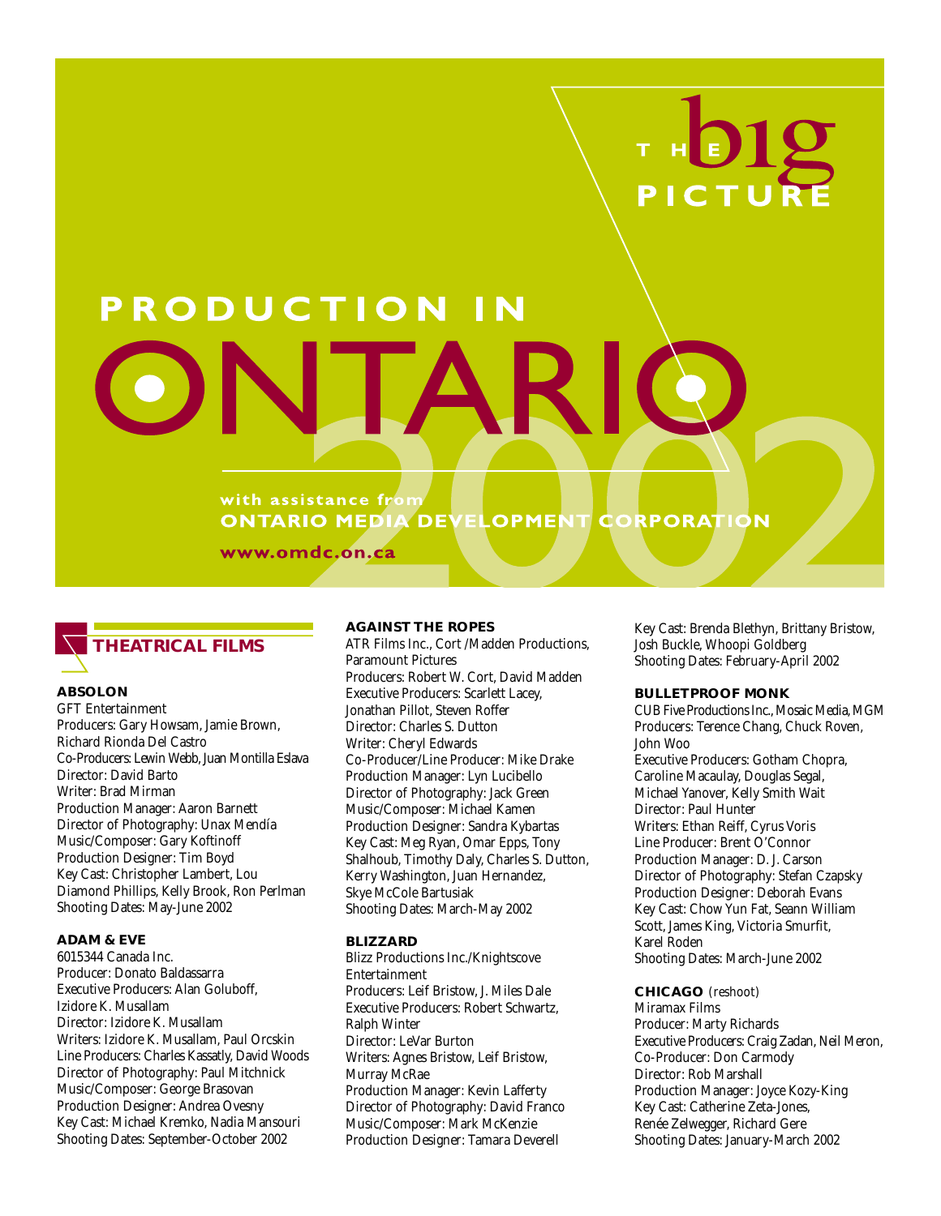# THE big PICTURE

# PRODUCTION IN ONTARIO 2002

with assistance from
**ONTARIO MEDIA DEVELOPMENT CORPORATION**

**www.omdc.on.ca**

## THEATRICAL FILMS

### ABSOLON
GFT Entertainment
Producers: Gary Howsam, Jamie Brown, Richard Rionda Del Castro
Co-Producers: Lewin Webb, Juan Montilla Eslava
Director: David Barto
Writer: Brad Mirman
Production Manager: Aaron Barnett
Director of Photography: Unax Mendía
Music/Composer: Gary Koftinoff
Production Designer: Tim Boyd
Key Cast: Christopher Lambert, Lou Diamond Phillips, Kelly Brook, Ron Perlman
Shooting Dates: May-June 2002

### ADAM & EVE
6015344 Canada Inc.
Producer: Donato Baldassarra
Executive Producers: Alan Goluboff, Izidore K. Musallam
Director: Izidore K. Musallam
Writers: Izidore K. Musallam, Paul Orcskin
Line Producers: Charles Kassatly, David Woods
Director of Photography: Paul Mitchnick
Music/Composer: George Brasovan
Production Designer: Andrea Ovesny
Key Cast: Michael Kremko, Nadia Mansouri
Shooting Dates: September-October 2002

### AGAINST THE ROPES
ATR Films Inc., Cort /Madden Productions, Paramount Pictures
Producers: Robert W. Cort, David Madden
Executive Producers: Scarlett Lacey, Jonathan Pillot, Steven Roffer
Director: Charles S. Dutton
Writer: Cheryl Edwards
Co-Producer/Line Producer: Mike Drake
Production Manager: Lyn Lucibello
Director of Photography: Jack Green
Music/Composer: Michael Kamen
Production Designer: Sandra Kybartas
Key Cast: Meg Ryan, Omar Epps, Tony Shalhoub, Timothy Daly, Charles S. Dutton, Kerry Washington, Juan Hernandez, Skye McCole Bartusiak
Shooting Dates: March-May 2002

### BLIZZARD
Blizz Productions Inc./Knightscove Entertainment
Producers: Leif Bristow, J. Miles Dale
Executive Producers: Robert Schwartz, Ralph Winter
Director: LeVar Burton
Writers: Agnes Bristow, Leif Bristow, Murray McRae
Production Manager: Kevin Lafferty
Director of Photography: David Franco
Music/Composer: Mark McKenzie
Production Designer: Tamara Deverell
Key Cast: Brenda Blethyn, Brittany Bristow, Josh Buckle, Whoopi Goldberg
Shooting Dates: February-April 2002

### BULLETPROOF MONK
CUB Five Productions Inc., Mosaic Media, MGM
Producers: Terence Chang, Chuck Roven, John Woo
Executive Producers: Gotham Chopra, Caroline Macaulay, Douglas Segal, Michael Yanover, Kelly Smith Wait
Director: Paul Hunter
Writers: Ethan Reiff, Cyrus Voris
Line Producer: Brent O'Connor
Production Manager: D. J. Carson
Director of Photography: Stefan Czapsky
Production Designer: Deborah Evans
Key Cast: Chow Yun Fat, Seann William Scott, James King, Victoria Smurfit, Karel Roden
Shooting Dates: March-June 2002

### CHICAGO (reshoot)
Miramax Films
Producer: Marty Richards
Executive Producers: Craig Zadan, Neil Meron,
Co-Producer: Don Carmody
Director: Rob Marshall
Production Manager: Joyce Kozy-King
Key Cast: Catherine Zeta-Jones, Renée Zelwegger, Richard Gere
Shooting Dates: January-March 2002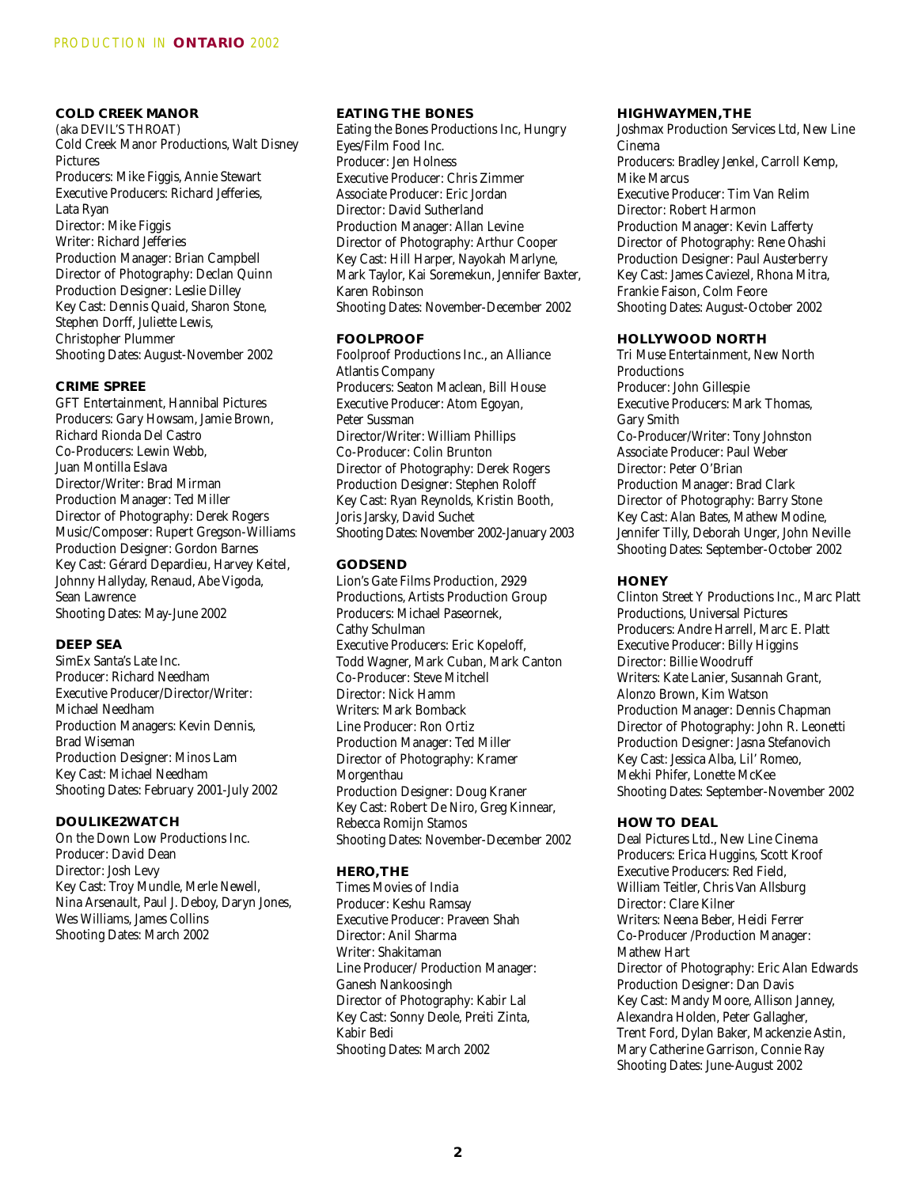### COLD CREEK MANOR

(aka DEVIL'S THROAT)
Cold Creek Manor Productions, Walt Disney Pictures
Producers: Mike Figgis, Annie Stewart
Executive Producers: Richard Jefferies, Lata Ryan
Director: Mike Figgis
Writer: Richard Jefferies
Production Manager: Brian Campbell
Director of Photography: Declan Quinn
Production Designer: Leslie Dilley
Key Cast: Dennis Quaid, Sharon Stone, Stephen Dorff, Juliette Lewis, Christopher Plummer
Shooting Dates: August-November 2002

### CRIME SPREE

GFT Entertainment, Hannibal Pictures
Producers: Gary Howsam, Jamie Brown, Richard Rionda Del Castro
Co-Producers: Lewin Webb, Juan Montilla Eslava
Director/Writer: Brad Mirman
Production Manager: Ted Miller
Director of Photography: Derek Rogers
Music/Composer: Rupert Gregson-Williams
Production Designer: Gordon Barnes
Key Cast: Gérard Depardieu, Harvey Keitel, Johnny Hallyday, Renaud, Abe Vigoda, Sean Lawrence
Shooting Dates: May-June 2002

### DEEP SEA

SimEx Santa's Late Inc.
Producer: Richard Needham
Executive Producer/Director/Writer: Michael Needham
Production Managers: Kevin Dennis, Brad Wiseman
Production Designer: Minos Lam
Key Cast: Michael Needham
Shooting Dates: February 2001-July 2002

### DOULIKE2WATCH

On the Down Low Productions Inc.
Producer: David Dean
Director: Josh Levy
Key Cast: Troy Mundle, Merle Newell, Nina Arsenault, Paul J. Deboy, Daryn Jones, Wes Williams, James Collins
Shooting Dates: March 2002

### EATING THE BONES

Eating the Bones Productions Inc, Hungry Eyes/Film Food Inc.
Producer: Jen Holness
Executive Producer: Chris Zimmer
Associate Producer: Eric Jordan
Director: David Sutherland
Production Manager: Allan Levine
Director of Photography: Arthur Cooper
Key Cast: Hill Harper, Nayokah Marlyne, Mark Taylor, Kai Soremekun, Jennifer Baxter, Karen Robinson
Shooting Dates: November-December 2002

### FOOLPROOF

Foolproof Productions Inc., an Alliance Atlantis Company
Producers: Seaton Maclean, Bill House
Executive Producer: Atom Egoyan, Peter Sussman
Director/Writer: William Phillips
Co-Producer: Colin Brunton
Director of Photography: Derek Rogers
Production Designer: Stephen Roloff
Key Cast: Ryan Reynolds, Kristin Booth, Joris Jarsky, David Suchet
Shooting Dates: November 2002-January 2003

### GODSEND

Lion's Gate Films Production, 2929 Productions, Artists Production Group
Producers: Michael Paseornek, Cathy Schulman
Executive Producers: Eric Kopeloff, Todd Wagner, Mark Cuban, Mark Canton
Co-Producer: Steve Mitchell
Director: Nick Hamm
Writers: Mark Bomback
Line Producer: Ron Ortiz
Production Manager: Ted Miller
Director of Photography: Kramer Morgenthau
Production Designer: Doug Kraner
Key Cast: Robert De Niro, Greg Kinnear, Rebecca Romijn Stamos
Shooting Dates: November-December 2002

### HERO, THE

Times Movies of India
Producer: Keshu Ramsay
Executive Producer: Praveen Shah
Director: Anil Sharma
Writer: Shakitaman
Line Producer/ Production Manager: Ganesh Nankoosingh
Director of Photography: Kabir Lal
Key Cast: Sonny Deole, Preiti Zinta, Kabir Bedi
Shooting Dates: March 2002

### HIGHWAYMEN, THE

Joshmax Production Services Ltd, New Line Cinema
Producers: Bradley Jenkel, Carroll Kemp, Mike Marcus
Executive Producer: Tim Van Relim
Director: Robert Harmon
Production Manager: Kevin Lafferty
Director of Photography: Rene Ohashi
Production Designer: Paul Austerberry
Key Cast: James Caviezel, Rhona Mitra, Frankie Faison, Colm Feore
Shooting Dates: August-October 2002

### HOLLYWOOD NORTH

Tri Muse Entertainment, New North Productions
Producer: John Gillespie
Executive Producers: Mark Thomas, Gary Smith
Co-Producer/Writer: Tony Johnston
Associate Producer: Paul Weber
Director: Peter O'Brian
Production Manager: Brad Clark
Director of Photography: Barry Stone
Key Cast: Alan Bates, Mathew Modine, Jennifer Tilly, Deborah Unger, John Neville
Shooting Dates: September-October 2002

### HONEY

Clinton Street Y Productions Inc., Marc Platt Productions, Universal Pictures
Producers: Andre Harrell, Marc E. Platt
Executive Producer: Billy Higgins
Director: Billie Woodruff
Writers: Kate Lanier, Susannah Grant, Alonzo Brown, Kim Watson
Production Manager: Dennis Chapman
Director of Photography: John R. Leonetti
Production Designer: Jasna Stefanovich
Key Cast: Jessica Alba, Lil' Romeo, Mekhi Phifer, Lonette McKee
Shooting Dates: September-November 2002

### HOW TO DEAL

Deal Pictures Ltd., New Line Cinema
Producers: Erica Huggins, Scott Kroof
Executive Producers: Red Field, William Teitler, Chris Van Allsburg
Director: Clare Kilner
Writers: Neena Beber, Heidi Ferrer
Co-Producer /Production Manager: Mathew Hart
Director of Photography: Eric Alan Edwards
Production Designer: Dan Davis
Key Cast: Mandy Moore, Allison Janney, Alexandra Holden, Peter Gallagher, Trent Ford, Dylan Baker, Mackenzie Astin, Mary Catherine Garrison, Connie Ray
Shooting Dates: June-August 2002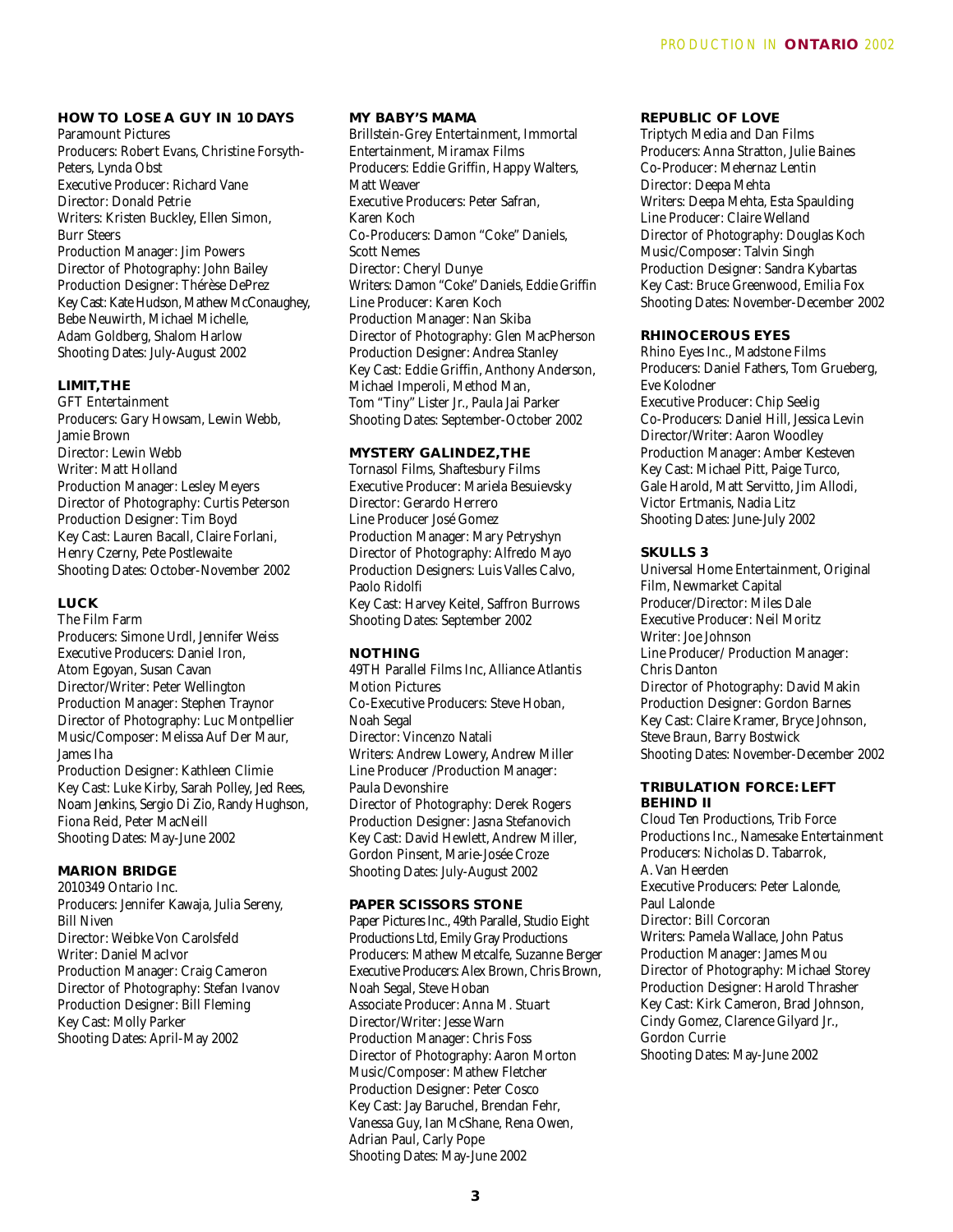### HOW TO LOSE A GUY IN 10 DAYS

Paramount Pictures
Producers: Robert Evans, Christine Forsyth-Peters, Lynda Obst
Executive Producer: Richard Vane
Director: Donald Petrie
Writers: Kristen Buckley, Ellen Simon, Burr Steers
Production Manager: Jim Powers
Director of Photography: John Bailey
Production Designer: Thérèse DePrez
Key Cast: Kate Hudson, Mathew McConaughey, Bebe Neuwirth, Michael Michelle, Adam Goldberg, Shalom Harlow
Shooting Dates: July-August 2002

### LIMIT, THE

GFT Entertainment
Producers: Gary Howsam, Lewin Webb, Jamie Brown
Director: Lewin Webb
Writer: Matt Holland
Production Manager: Lesley Meyers
Director of Photography: Curtis Peterson
Production Designer: Tim Boyd
Key Cast: Lauren Bacall, Claire Forlani, Henry Czerny, Pete Postlewaite
Shooting Dates: October-November 2002

### LUCK

The Film Farm
Producers: Simone Urdl, Jennifer Weiss
Executive Producers: Daniel Iron, Atom Egoyan, Susan Cavan
Director/Writer: Peter Wellington
Production Manager: Stephen Traynor
Director of Photography: Luc Montpellier
Music/Composer: Melissa Auf Der Maur, James Iha
Production Designer: Kathleen Climie
Key Cast: Luke Kirby, Sarah Polley, Jed Rees, Noam Jenkins, Sergio Di Zio, Randy Hughson, Fiona Reid, Peter MacNeill
Shooting Dates: May-June 2002

### MARION BRIDGE

2010349 Ontario Inc.
Producers: Jennifer Kawaja, Julia Sereny, Bill Niven
Director: Weibke Von Carolsfeld
Writer: Daniel MacIvor
Production Manager: Craig Cameron
Director of Photography: Stefan Ivanov
Production Designer: Bill Fleming
Key Cast: Molly Parker
Shooting Dates: April-May 2002

### MY BABY'S MAMA

Brillstein-Grey Entertainment, Immortal Entertainment, Miramax Films
Producers: Eddie Griffin, Happy Walters, Matt Weaver
Executive Producers: Peter Safran, Karen Koch
Co-Producers: Damon "Coke" Daniels, Scott Nemes
Director: Cheryl Dunye
Writers: Damon "Coke" Daniels, Eddie Griffin
Line Producer: Karen Koch
Production Manager: Nan Skiba
Director of Photography: Glen MacPherson
Production Designer: Andrea Stanley
Key Cast: Eddie Griffin, Anthony Anderson, Michael Imperoli, Method Man, Tom "Tiny" Lister Jr., Paula Jai Parker
Shooting Dates: September-October 2002

### MYSTERY GALINDEZ, THE

Tornasol Films, Shaftesbury Films
Executive Producer: Mariela Besuievsky
Director: Gerardo Herrero
Line Producer José Gomez
Production Manager: Mary Petryshyn
Director of Photography: Alfredo Mayo
Production Designers: Luis Valles Calvo, Paolo Ridolfi
Key Cast: Harvey Keitel, Saffron Burrows
Shooting Dates: September 2002

### NOTHING

49TH Parallel Films Inc, Alliance Atlantis Motion Pictures
Co-Executive Producers: Steve Hoban, Noah Segal
Director: Vincenzo Natali
Writers: Andrew Lowery, Andrew Miller
Line Producer /Production Manager: Paula Devonshire
Director of Photography: Derek Rogers
Production Designer: Jasna Stefanovich
Key Cast: David Hewlett, Andrew Miller, Gordon Pinsent, Marie-Josée Croze
Shooting Dates: July-August 2002

### PAPER SCISSORS STONE

Paper Pictures Inc., 49th Parallel, Studio Eight Productions Ltd, Emily Gray Productions
Producers: Mathew Metcalfe, Suzanne Berger
Executive Producers: Alex Brown, Chris Brown, Noah Segal, Steve Hoban
Associate Producer: Anna M. Stuart
Director/Writer: Jesse Warn
Production Manager: Chris Foss
Director of Photography: Aaron Morton
Music/Composer: Mathew Fletcher
Production Designer: Peter Cosco
Key Cast: Jay Baruchel, Brendan Fehr, Vanessa Guy, Ian McShane, Rena Owen, Adrian Paul, Carly Pope
Shooting Dates: May-June 2002

### REPUBLIC OF LOVE

Triptych Media and Dan Films
Producers: Anna Stratton, Julie Baines
Co-Producer: Mehernaz Lentin
Director: Deepa Mehta
Writers: Deepa Mehta, Esta Spaulding
Line Producer: Claire Welland
Director of Photography: Douglas Koch
Music/Composer: Talvin Singh
Production Designer: Sandra Kybartas
Key Cast: Bruce Greenwood, Emilia Fox
Shooting Dates: November-December 2002

### RHINOCEROUS EYES

Rhino Eyes Inc., Madstone Films
Producers: Daniel Fathers, Tom Grueberg, Eve Kolodner
Executive Producer: Chip Seelig
Co-Producers: Daniel Hill, Jessica Levin
Director/Writer: Aaron Woodley
Production Manager: Amber Kesteven
Key Cast: Michael Pitt, Paige Turco, Gale Harold, Matt Servitto, Jim Allodi, Victor Ertmanis, Nadia Litz
Shooting Dates: June-July 2002

### SKULLS 3

Universal Home Entertainment, Original Film, Newmarket Capital
Producer/Director: Miles Dale
Executive Producer: Neil Moritz
Writer: Joe Johnson
Line Producer/ Production Manager: Chris Danton
Director of Photography: David Makin
Production Designer: Gordon Barnes
Key Cast: Claire Kramer, Bryce Johnson, Steve Braun, Barry Bostwick
Shooting Dates: November-December 2002

### TRIBULATION FORCE: LEFT BEHIND II

Cloud Ten Productions, Trib Force Productions Inc., Namesake Entertainment
Producers: Nicholas D. Tabarrok, A. Van Heerden
Executive Producers: Peter Lalonde, Paul Lalonde
Director: Bill Corcoran
Writers: Pamela Wallace, John Patus
Production Manager: James Mou
Director of Photography: Michael Storey
Production Designer: Harold Thrasher
Key Cast: Kirk Cameron, Brad Johnson, Cindy Gomez, Clarence Gilyard Jr., Gordon Currie
Shooting Dates: May-June 2002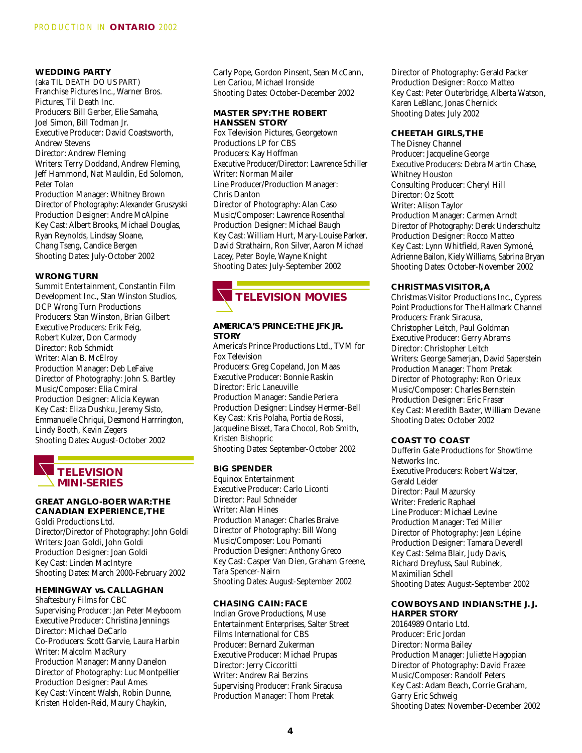### WEDDING PARTY

(aka TIL DEATH DO US PART)
Franchise Pictures Inc., Warner Bros. Pictures, Til Death Inc.
Producers: Bill Gerber, Elie Samaha, Joel Simon, Bill Todman Jr.
Executive Producer: David Coatsworth, Andrew Stevens
Director: Andrew Fleming
Writers: Terry Doddand, Andrew Fleming, Jeff Hammond, Nat Mauldin, Ed Solomon, Peter Tolan
Production Manager: Whitney Brown
Director of Photography: Alexander Gruszyski
Production Designer: Andre McAlpine
Key Cast: Albert Brooks, Michael Douglas, Ryan Reynolds, Lindsay Sloane, Chang Tseng, Candice Bergen
Shooting Dates: July-October 2002

### WRONG TURN

Summit Entertainment, Constantin Film Development Inc., Stan Winston Studios, DCP Wrong Turn Productions
Producers: Stan Winston, Brian Gilbert
Executive Producers: Erik Feig, Robert Kulzer, Don Carmody
Director: Rob Schmidt
Writer: Alan B. McElroy
Production Manager: Deb LeFaive
Director of Photography: John S. Bartley
Music/Composer: Elia Cmiral
Production Designer: Alicia Keywan
Key Cast: Eliza Dushku, Jeremy Sisto, Emmanuelle Chriqui, Desmond Harrington, Lindy Booth, Kevin Zegers
Shooting Dates: August-October 2002

## TELEVISION MINI-SERIES

### GREAT ANGLO-BOER WAR:THE CANADIAN EXPERIENCE,THE

Goldi Productions Ltd.
Director/Director of Photography: John Goldi
Writers: Joan Goldi, John Goldi
Production Designer: Joan Goldi
Key Cast: Linden MacIntyre
Shooting Dates: March 2000-February 2002

### HEMINGWAY vs. CALLAGHAN

Shaftesbury Films for CBC
Supervising Producer: Jan Peter Meyboom
Executive Producer: Christina Jennings
Director: Michael DeCarlo
Co-Producers: Scott Garvie, Laura Harbin
Writer: Malcolm MacRury
Production Manager: Manny Danelon
Director of Photography: Luc Montpellier
Production Designer: Paul Ames
Key Cast: Vincent Walsh, Robin Dunne, Kristen Holden-Reid, Maury Chaykin, Carly Pope, Gordon Pinsent, Sean McCann, Len Cariou, Michael Ironside
Shooting Dates: October-December 2002

### MASTER SPY:THE ROBERT HANSSEN STORY

Fox Television Pictures, Georgetown Productions LP for CBS
Producers: Kay Hoffman
Executive Producer/Director: Lawrence Schiller
Writer: Norman Mailer
Line Producer/Production Manager: Chris Danton
Director of Photography: Alan Caso
Music/Composer: Lawrence Rosenthal
Production Designer: Michael Baugh
Key Cast: William Hurt, Mary-Louise Parker, David Strathairn, Ron Silver, Aaron Michael Lacey, Peter Boyle, Wayne Knight
Shooting Dates: July-September 2002

## TELEVISION MOVIES

### AMERICA'S PRINCE:THE JFK JR. STORY

America's Prince Productions Ltd., TVM for Fox Television
Producers: Greg Copeland, Jon Maas
Executive Producer: Bonnie Raskin
Director: Eric Laneuville
Production Manager: Sandie Periera
Production Designer: Lindsey Hermer-Bell
Key Cast: Kris Polaha, Portia de Rossi, Jacqueline Bisset, Tara Chocol, Rob Smith, Kristen Bishopric
Shooting Dates: September-October 2002

### BIG SPENDER

Equinox Entertainment
Executive Producer: Carlo Liconti
Director: Paul Schneider
Writer: Alan Hines
Production Manager: Charles Braive
Director of Photography: Bill Wong
Music/Composer: Lou Pomanti
Production Designer: Anthony Greco
Key Cast: Casper Van Dien, Graham Greene, Tara Spencer-Nairn
Shooting Dates: August-September 2002

### CHASING CAIN: FACE

Indian Grove Productions, Muse Entertainment Enterprises, Salter Street Films International for CBS
Producer: Bernard Zukerman
Executive Producer: Michael Prupas
Director: Jerry Ciccoritti
Writer: Andrew Rai Berzins
Supervising Producer: Frank Siracusa
Production Manager: Thom Pretak
Director of Photography: Gerald Packer
Production Designer: Rocco Matteo
Key Cast: Peter Outerbridge, Alberta Watson, Karen LeBlanc, Jonas Chernick
Shooting Dates: July 2002

### CHEETAH GIRLS,THE

The Disney Channel
Producer: Jacqueline George
Executive Producers: Debra Martin Chase, Whitney Houston
Consulting Producer: Cheryl Hill
Director: Oz Scott
Writer: Alison Taylor
Production Manager: Carmen Arndt
Director of Photography: Derek Underschultz
Production Designer: Rocco Matteo
Key Cast: Lynn Whitfield, Raven Symoné, Adrienne Bailon, Kiely Williams, Sabrina Bryan
Shooting Dates: October-November 2002

### CHRISTMAS VISITOR, A

Christmas Visitor Productions Inc., Cypress Point Productions for The Hallmark Channel
Producers: Frank Siracusa, Christopher Leitch, Paul Goldman
Executive Producer: Gerry Abrams
Director: Christopher Leitch
Writers: George Samerjan, David Saperstein
Production Manager: Thom Pretak
Director of Photography: Ron Orieux
Music/Composer: Charles Bernstein
Production Designer: Eric Fraser
Key Cast: Meredith Baxter, William Devane
Shooting Dates: October 2002

### COAST TO COAST

Dufferin Gate Productions for Showtime Networks Inc.
Executive Producers: Robert Waltzer, Gerald Leider
Director: Paul Mazursky
Writer: Frederic Raphael
Line Producer: Michael Levine
Production Manager: Ted Miller
Director of Photography: Jean Lépine
Production Designer: Tamara Deverell
Key Cast: Selma Blair, Judy Davis, Richard Dreyfuss, Saul Rubinek, Maximilian Schell
Shooting Dates: August-September 2002

### COWBOYS AND INDIANS:THE J. J. HARPER STORY

20164989 Ontario Ltd.
Producer: Eric Jordan
Director: Norma Bailey
Production Manager: Juliette Hagopian
Director of Photography: David Frazee
Music/Composer: Randolf Peters
Key Cast: Adam Beach, Corrie Graham, Garry Eric Schweig
Shooting Dates: November-December 2002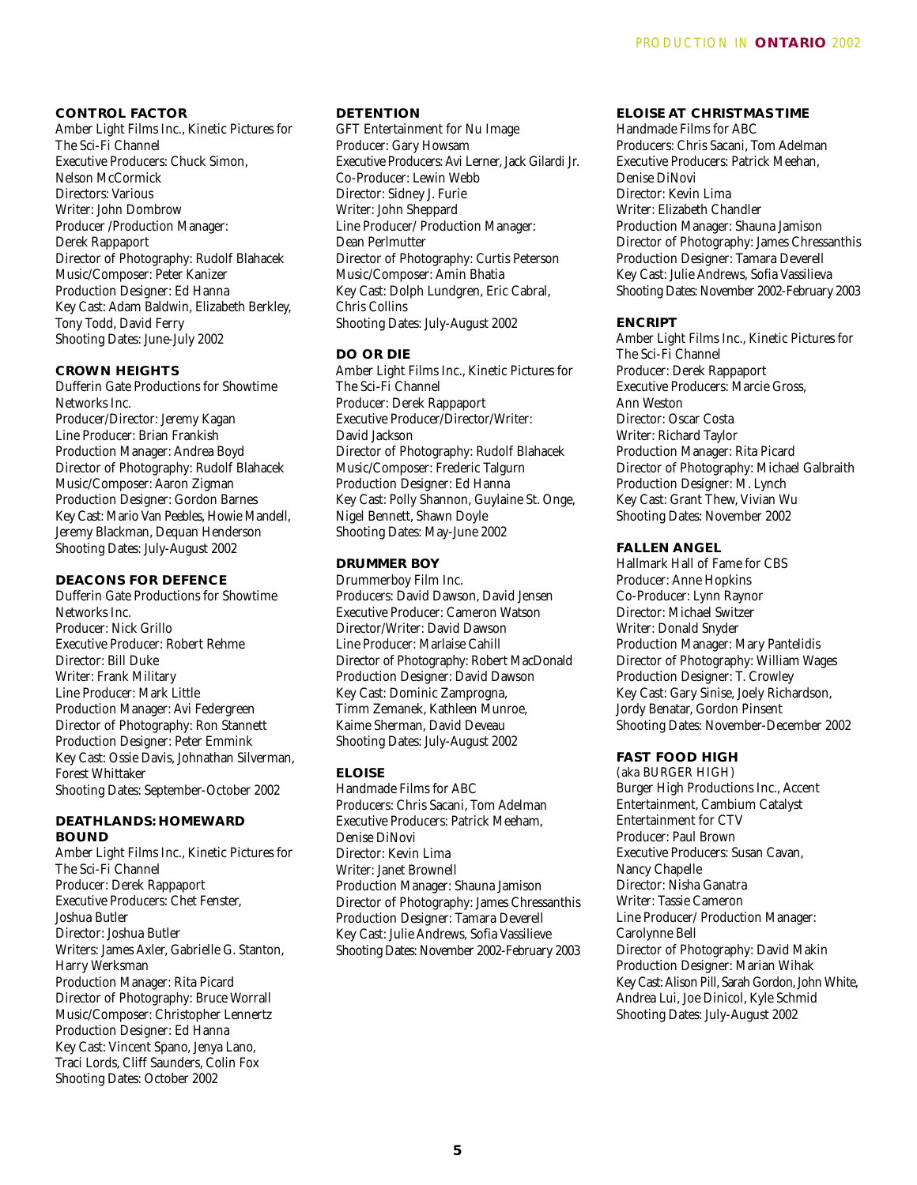### CONTROL FACTOR

Amber Light Films Inc., Kinetic Pictures for The Sci-Fi Channel
Executive Producers: Chuck Simon, Nelson McCormick
Directors: Various
Writer: John Dombrow
Producer /Production Manager: Derek Rappaport
Director of Photography: Rudolf Blahacek
Music/Composer: Peter Kanizer
Production Designer: Ed Hanna
Key Cast: Adam Baldwin, Elizabeth Berkley, Tony Todd, David Ferry
Shooting Dates: June-July 2002

### CROWN HEIGHTS

Dufferin Gate Productions for Showtime Networks Inc.
Producer/Director: Jeremy Kagan
Line Producer: Brian Frankish
Production Manager: Andrea Boyd
Director of Photography: Rudolf Blahacek
Music/Composer: Aaron Zigman
Production Designer: Gordon Barnes
Key Cast: Mario Van Peebles, Howie Mandell, Jeremy Blackman, Dequan Henderson
Shooting Dates: July-August 2002

### DEACONS FOR DEFENCE

Dufferin Gate Productions for Showtime Networks Inc.
Producer: Nick Grillo
Executive Producer: Robert Rehme
Director: Bill Duke
Writer: Frank Military
Line Producer: Mark Little
Production Manager: Avi Federgreen
Director of Photography: Ron Stannett
Production Designer: Peter Emmink
Key Cast: Ossie Davis, Johnathan Silverman, Forest Whittaker
Shooting Dates: September-October 2002

### DEATHLANDS: HOMEWARD BOUND

Amber Light Films Inc., Kinetic Pictures for The Sci-Fi Channel
Producer: Derek Rappaport
Executive Producers: Chet Fenster, Joshua Butler
Director: Joshua Butler
Writers: James Axler, Gabrielle G. Stanton, Harry Werksman
Production Manager: Rita Picard
Director of Photography: Bruce Worrall
Music/Composer: Christopher Lennertz
Production Designer: Ed Hanna
Key Cast: Vincent Spano, Jenya Lano, Traci Lords, Cliff Saunders, Colin Fox
Shooting Dates: October 2002

### DETENTION

GFT Entertainment for Nu Image
Producer: Gary Howsam
Executive Producers: Avi Lerner, Jack Gilardi Jr.
Co-Producer: Lewin Webb
Director: Sidney J. Furie
Writer: John Sheppard
Line Producer/ Production Manager: Dean Perlmutter
Director of Photography: Curtis Peterson
Music/Composer: Amin Bhatia
Key Cast: Dolph Lundgren, Eric Cabral, Chris Collins
Shooting Dates: July-August 2002

### DO OR DIE

Amber Light Films Inc., Kinetic Pictures for The Sci-Fi Channel
Producer: Derek Rappaport
Executive Producer/Director/Writer: David Jackson
Director of Photography: Rudolf Blahacek
Music/Composer: Frederic Talgurn
Production Designer: Ed Hanna
Key Cast: Polly Shannon, Guylaine St. Onge, Nigel Bennett, Shawn Doyle
Shooting Dates: May-June 2002

### DRUMMER BOY

Drummerboy Film Inc.
Producers: David Dawson, David Jensen
Executive Producer: Cameron Watson
Director/Writer: David Dawson
Line Producer: Marlaise Cahill
Director of Photography: Robert MacDonald
Production Designer: David Dawson
Key Cast: Dominic Zamprogna, Timm Zemanek, Kathleen Munroe, Kaime Sherman, David Deveau
Shooting Dates: July-August 2002

### ELOISE

Handmade Films for ABC
Producers: Chris Sacani, Tom Adelman
Executive Producers: Patrick Meeham, Denise DiNovi
Director: Kevin Lima
Writer: Janet Brownell
Production Manager: Shauna Jamison
Director of Photography: James Chressanthis
Production Designer: Tamara Deverell
Key Cast: Julie Andrews, Sofia Vassilieve
Shooting Dates: November 2002-February 2003

### ELOISE AT CHRISTMAS TIME

Handmade Films for ABC
Producers: Chris Sacani, Tom Adelman
Executive Producers: Patrick Meehan, Denise DiNovi
Director: Kevin Lima
Writer: Elizabeth Chandler
Production Manager: Shauna Jamison
Director of Photography: James Chressanthis
Production Designer: Tamara Deverell
Key Cast: Julie Andrews, Sofia Vassilieva
Shooting Dates: November 2002-February 2003

### ENCRIPT

Amber Light Films Inc., Kinetic Pictures for The Sci-Fi Channel
Producer: Derek Rappaport
Executive Producers: Marcie Gross, Ann Weston
Director: Oscar Costa
Writer: Richard Taylor
Production Manager: Rita Picard
Director of Photography: Michael Galbraith
Production Designer: M. Lynch
Key Cast: Grant Thew, Vivian Wu
Shooting Dates: November 2002

### FALLEN ANGEL

Hallmark Hall of Fame for CBS
Producer: Anne Hopkins
Co-Producer: Lynn Raynor
Director: Michael Switzer
Writer: Donald Snyder
Production Manager: Mary Pantelidis
Director of Photography: William Wages
Production Designer: T. Crowley
Key Cast: Gary Sinise, Joely Richardson, Jordy Benatar, Gordon Pinsent
Shooting Dates: November-December 2002

### FAST FOOD HIGH

(aka BURGER HIGH)
Burger High Productions Inc., Accent Entertainment, Cambium Catalyst Entertainment for CTV
Producer: Paul Brown
Executive Producers: Susan Cavan, Nancy Chapelle
Director: Nisha Ganatra
Writer: Tassie Cameron
Line Producer/ Production Manager: Carolynne Bell
Director of Photography: David Makin
Production Designer: Marian Wihak
Key Cast: Alison Pill, Sarah Gordon, John White, Andrea Lui, Joe Dinicol, Kyle Schmid
Shooting Dates: July-August 2002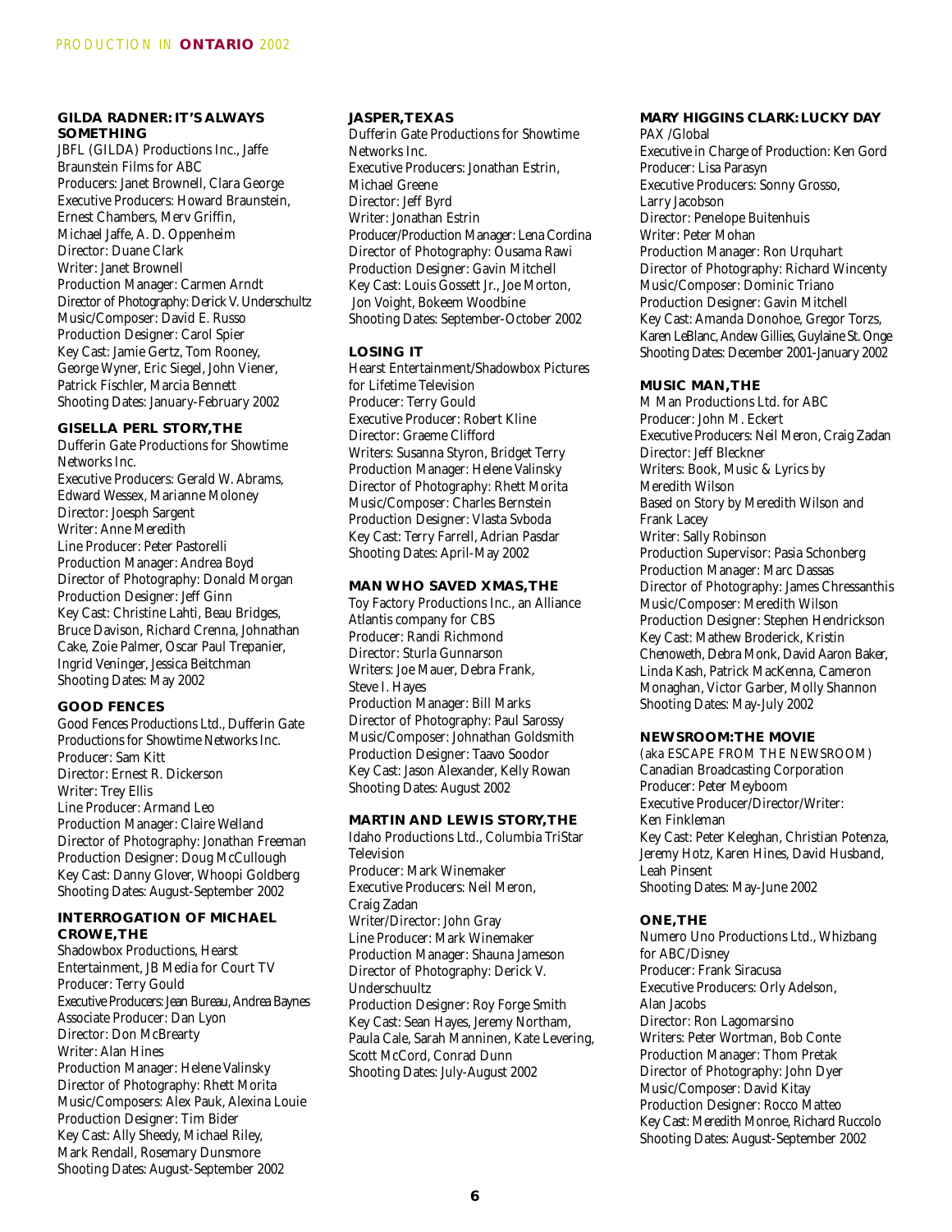### GILDA RADNER: IT'S ALWAYS SOMETHING

JBFL (GILDA) Productions Inc., Jaffe Braunstein Films for ABC
Producers: Janet Brownell, Clara George
Executive Producers: Howard Braunstein, Ernest Chambers, Merv Griffin, Michael Jaffe, A. D. Oppenheim
Director: Duane Clark
Writer: Janet Brownell
Production Manager: Carmen Arndt
Director of Photography: Derick V. Underschultz
Music/Composer: David E. Russo
Production Designer: Carol Spier
Key Cast: Jamie Gertz, Tom Rooney, George Wyner, Eric Siegel, John Viener, Patrick Fischler, Marcia Bennett
Shooting Dates: January-February 2002

### GISELLA PERL STORY, THE

Dufferin Gate Productions for Showtime Networks Inc.
Executive Producers: Gerald W. Abrams, Edward Wessex, Marianne Moloney
Director: Joesph Sargent
Writer: Anne Meredith
Line Producer: Peter Pastorelli
Production Manager: Andrea Boyd
Director of Photography: Donald Morgan
Production Designer: Jeff Ginn
Key Cast: Christine Lahti, Beau Bridges, Bruce Davison, Richard Crenna, Johnathan Cake, Zoie Palmer, Oscar Paul Trepanier, Ingrid Veninger, Jessica Beitchman
Shooting Dates: May 2002

### GOOD FENCES

Good Fences Productions Ltd., Dufferin Gate Productions for Showtime Networks Inc.
Producer: Sam Kitt
Director: Ernest R. Dickerson
Writer: Trey Ellis
Line Producer: Armand Leo
Production Manager: Claire Welland
Director of Photography: Jonathan Freeman
Production Designer: Doug McCullough
Key Cast: Danny Glover, Whoopi Goldberg
Shooting Dates: August-September 2002

### INTERROGATION OF MICHAEL CROWE, THE

Shadowbox Productions, Hearst Entertainment, JB Media for Court TV
Producer: Terry Gould
Executive Producers: Jean Bureau, Andrea Baynes
Associate Producer: Dan Lyon
Director: Don McBrearty
Writer: Alan Hines
Production Manager: Helene Valinsky
Director of Photography: Rhett Morita
Music/Composers: Alex Pauk, Alexina Louie
Production Designer: Tim Bider
Key Cast: Ally Sheedy, Michael Riley, Mark Rendall, Rosemary Dunsmore
Shooting Dates: August-September 2002

### JASPER, TEXAS

Dufferin Gate Productions for Showtime Networks Inc.
Executive Producers: Jonathan Estrin, Michael Greene
Director: Jeff Byrd
Writer: Jonathan Estrin
Producer/Production Manager: Lena Cordina
Director of Photography: Ousama Rawi
Production Designer: Gavin Mitchell
Key Cast: Louis Gossett Jr., Joe Morton, Jon Voight, Bokeem Woodbine
Shooting Dates: September-October 2002

### LOSING IT

Hearst Entertainment/Shadowbox Pictures for Lifetime Television
Producer: Terry Gould
Executive Producer: Robert Kline
Director: Graeme Clifford
Writers: Susanna Styron, Bridget Terry
Production Manager: Helene Valinsky
Director of Photography: Rhett Morita
Music/Composer: Charles Bernstein
Production Designer: Vlasta Svboda
Key Cast: Terry Farrell, Adrian Pasdar
Shooting Dates: April-May 2002

### MAN WHO SAVED XMAS, THE

Toy Factory Productions Inc., an Alliance Atlantis company for CBS
Producer: Randi Richmond
Director: Sturla Gunnarson
Writers: Joe Mauer, Debra Frank, Steve I. Hayes
Production Manager: Bill Marks
Director of Photography: Paul Sarossy
Music/Composer: Johnathan Goldsmith
Production Designer: Taavo Soodor
Key Cast: Jason Alexander, Kelly Rowan
Shooting Dates: August 2002

### MARTIN AND LEWIS STORY, THE

Idaho Productions Ltd., Columbia TriStar Television
Producer: Mark Winemaker
Executive Producers: Neil Meron, Craig Zadan
Writer/Director: John Gray
Line Producer: Mark Winemaker
Production Manager: Shauna Jameson
Director of Photography: Derick V. Underschuultz
Production Designer: Roy Forge Smith
Key Cast: Sean Hayes, Jeremy Northam, Paula Cale, Sarah Manninen, Kate Levering, Scott McCord, Conrad Dunn
Shooting Dates: July-August 2002

### MARY HIGGINS CLARK: LUCKY DAY

PAX /Global
Executive in Charge of Production: Ken Gord
Producer: Lisa Parasyn
Executive Producers: Sonny Grosso, Larry Jacobson
Director: Penelope Buitenhuis
Writer: Peter Mohan
Production Manager: Ron Urquhart
Director of Photography: Richard Wincenty
Music/Composer: Dominic Triano
Production Designer: Gavin Mitchell
Key Cast: Amanda Donohoe, Gregor Torzs, Karen LeBlanc, Andew Gillies, Guylaine St. Onge
Shooting Dates: December 2001-January 2002

### MUSIC MAN, THE

M Man Productions Ltd. for ABC
Producer: John M. Eckert
Executive Producers: Neil Meron, Craig Zadan
Director: Jeff Bleckner
Writers: Book, Music & Lyrics by Meredith Wilson
Based on Story by Meredith Wilson and Frank Lacey
Writer: Sally Robinson
Production Supervisor: Pasia Schonberg
Production Manager: Marc Dassas
Director of Photography: James Chressanthis
Music/Composer: Meredith Wilson
Production Designer: Stephen Hendrickson
Key Cast: Mathew Broderick, Kristin Chenoweth, Debra Monk, David Aaron Baker, Linda Kash, Patrick MacKenna, Cameron Monaghan, Victor Garber, Molly Shannon
Shooting Dates: May-July 2002

### NEWSROOM: THE MOVIE

(aka ESCAPE FROM THE NEWSROOM)
Canadian Broadcasting Corporation
Producer: Peter Meyboom
Executive Producer/Director/Writer: Ken Finkleman
Key Cast: Peter Keleghan, Christian Potenza, Jeremy Hotz, Karen Hines, David Husband, Leah Pinsent
Shooting Dates: May-June 2002

### ONE, THE

Numero Uno Productions Ltd., Whizbang for ABC/Disney
Producer: Frank Siracusa
Executive Producers: Orly Adelson, Alan Jacobs
Director: Ron Lagomarsino
Writers: Peter Wortman, Bob Conte
Production Manager: Thom Pretak
Director of Photography: John Dyer
Music/Composer: David Kitay
Production Designer: Rocco Matteo
Key Cast: Meredith Monroe, Richard Ruccolo
Shooting Dates: August-September 2002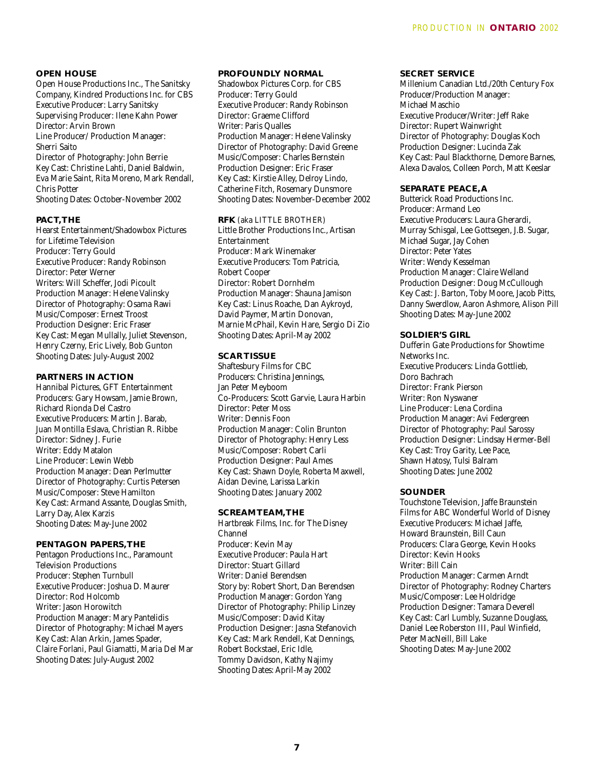### OPEN HOUSE

Open House Productions Inc., The Sanitsky Company, Kindred Productions Inc. for CBS
Executive Producer: Larry Sanitsky
Supervising Producer: Ilene Kahn Power
Director: Arvin Brown
Line Producer/ Production Manager: Sherri Saito
Director of Photography: John Berrie
Key Cast: Christine Lahti, Daniel Baldwin, Eva Marie Saint, Rita Moreno, Mark Rendall, Chris Potter
Shooting Dates: October-November 2002

### PACT, THE

Hearst Entertainment/Shadowbox Pictures for Lifetime Television
Producer: Terry Gould
Executive Producer: Randy Robinson
Director: Peter Werner
Writers: Will Scheffer, Jodi Picoult
Production Manager: Helene Valinsky
Director of Photography: Osama Rawi
Music/Composer: Ernest Troost
Production Designer: Eric Fraser
Key Cast: Megan Mullally, Juliet Stevenson, Henry Czerny, Eric Lively, Bob Gunton
Shooting Dates: July-August 2002

### PARTNERS IN ACTION

Hannibal Pictures, GFT Entertainment
Producers: Gary Howsam, Jamie Brown, Richard Rionda Del Castro
Executive Producers: Martin J. Barab, Juan Montilla Eslava, Christian R. Ribbe
Director: Sidney J. Furie
Writer: Eddy Matalon
Line Producer: Lewin Webb
Production Manager: Dean Perlmutter
Director of Photography: Curtis Petersen
Music/Composer: Steve Hamilton
Key Cast: Armand Assante, Douglas Smith, Larry Day, Alex Karzis
Shooting Dates: May-June 2002

### PENTAGON PAPERS, THE

Pentagon Productions Inc., Paramount Television Productions
Producer: Stephen Turnbull
Executive Producer: Joshua D. Maurer
Director: Rod Holcomb
Writer: Jason Horowitch
Production Manager: Mary Pantelidis
Director of Photography: Michael Mayers
Key Cast: Alan Arkin, James Spader, Claire Forlani, Paul Giamatti, Maria Del Mar
Shooting Dates: July-August 2002

### PROFOUNDLY NORMAL

Shadowbox Pictures Corp. for CBS
Producer: Terry Gould
Executive Producer: Randy Robinson
Director: Graeme Clifford
Writer: Paris Qualles
Production Manager: Helene Valinsky
Director of Photography: David Greene
Music/Composer: Charles Bernstein
Production Designer: Eric Fraser
Key Cast: Kirstie Alley, Delroy Lindo, Catherine Fitch, Rosemary Dunsmore
Shooting Dates: November-December 2002

### RFK (aka LITTLE BROTHER)

Little Brother Productions Inc., Artisan Entertainment
Producer: Mark Winemaker
Executive Producers: Tom Patricia, Robert Cooper
Director: Robert Dornhelm
Production Manager: Shauna Jamison
Key Cast: Linus Roache, Dan Aykroyd, David Paymer, Martin Donovan, Marnie McPhail, Kevin Hare, Sergio Di Zio
Shooting Dates: April-May 2002

### SCAR TISSUE

Shaftesbury Films for CBC
Producers: Christina Jennings, Jan Peter Meyboom
Co-Producers: Scott Garvie, Laura Harbin
Director: Peter Moss
Writer: Dennis Foon
Production Manager: Colin Brunton
Director of Photography: Henry Less
Music/Composer: Robert Carli
Production Designer: Paul Ames
Key Cast: Shawn Doyle, Roberta Maxwell, Aidan Devine, Larissa Larkin
Shooting Dates: January 2002

### SCREAM TEAM, THE

Hartbreak Films, Inc. for The Disney Channel
Producer: Kevin May
Executive Producer: Paula Hart
Director: Stuart Gillard
Writer: Daniel Berendsen
Story by: Robert Short, Dan Berendsen
Production Manager: Gordon Yang
Director of Photography: Philip Linzey
Music/Composer: David Kitay
Production Designer: Jasna Stefanovich
Key Cast: Mark Rendell, Kat Dennings, Robert Bockstael, Eric Idle, Tommy Davidson, Kathy Najimy
Shooting Dates: April-May 2002

### SECRET SERVICE

Millenium Canadian Ltd./20th Century Fox
Producer/Production Manager: Michael Maschio
Executive Producer/Writer: Jeff Rake
Director: Rupert Wainwright
Director of Photography: Douglas Koch
Production Designer: Lucinda Zak
Key Cast: Paul Blackthorne, Demore Barnes, Alexa Davalos, Colleen Porch, Matt Keeslar

### SEPARATE PEACE, A

Butterick Road Productions Inc.
Producer: Armand Leo
Executive Producers: Laura Gherardi, Murray Schisgal, Lee Gottsegen, J.B. Sugar, Michael Sugar, Jay Cohen
Director: Peter Yates
Writer: Wendy Kesselman
Production Manager: Claire Welland
Production Designer: Doug McCullough
Key Cast: J. Barton, Toby Moore, Jacob Pitts, Danny Swerdlow, Aaron Ashmore, Alison Pill
Shooting Dates: May-June 2002

### SOLDIER'S GIRL

Dufferin Gate Productions for Showtime Networks Inc.
Executive Producers: Linda Gottlieb, Doro Bachrach
Director: Frank Pierson
Writer: Ron Nyswaner
Line Producer: Lena Cordina
Production Manager: Avi Federgreen
Director of Photography: Paul Sarossy
Production Designer: Lindsay Hermer-Bell
Key Cast: Troy Garity, Lee Pace, Shawn Hatosy, Tulsi Balram
Shooting Dates: June 2002

### SOUNDER

Touchstone Television, Jaffe Braunstein Films for ABC Wonderful World of Disney
Executive Producers: Michael Jaffe, Howard Braunstein, Bill Caun
Producers: Clara George, Kevin Hooks
Director: Kevin Hooks
Writer: Bill Cain
Production Manager: Carmen Arndt
Director of Photography: Rodney Charters
Music/Composer: Lee Holdridge
Production Designer: Tamara Deverell
Key Cast: Carl Lumbly, Suzanne Douglass, Daniel Lee Roberston III, Paul Winfield, Peter MacNeill, Bill Lake
Shooting Dates: May-June 2002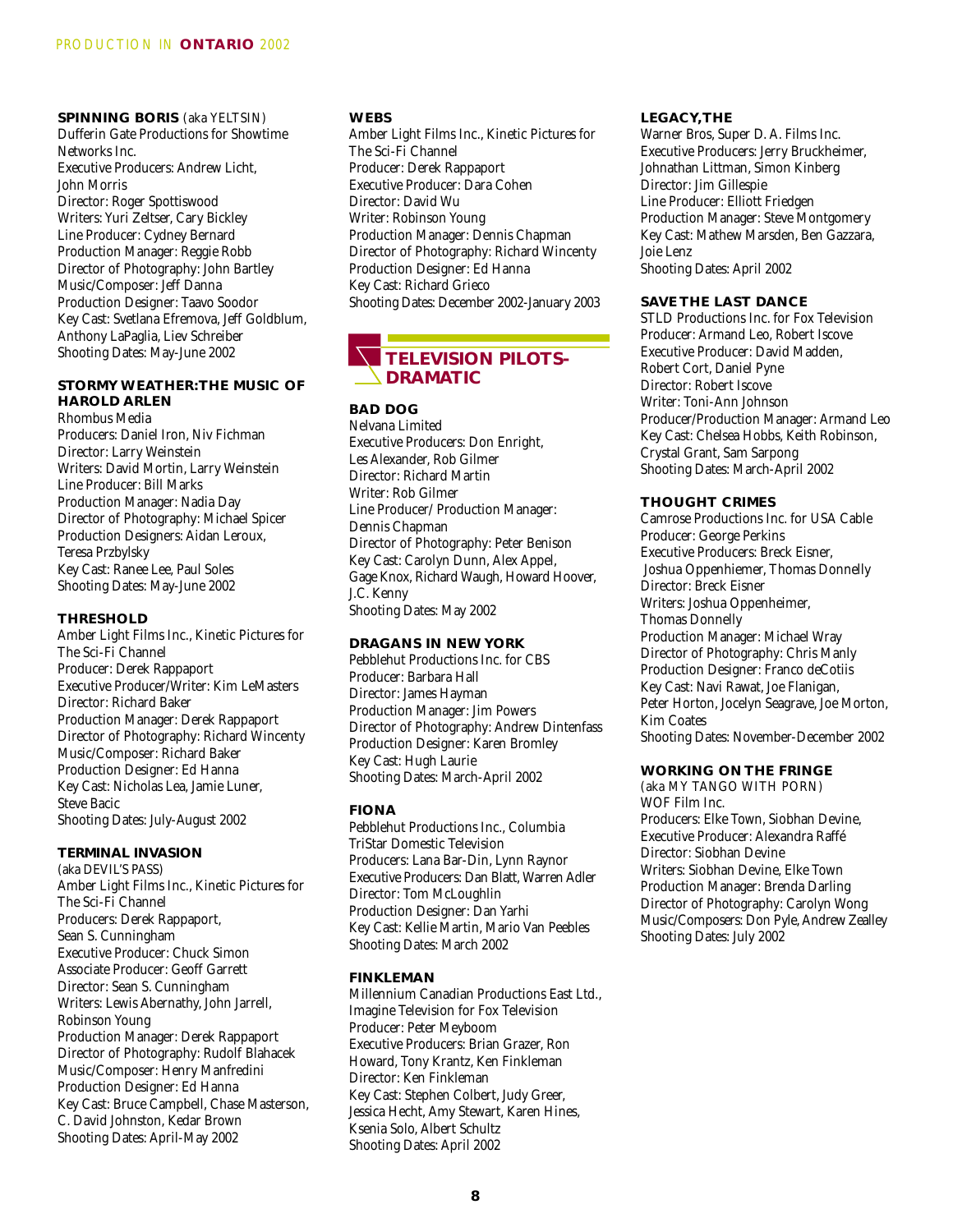### SPINNING BORIS (aka YELTSIN)

Dufferin Gate Productions for Showtime Networks Inc.
Executive Producers: Andrew Licht, John Morris
Director: Roger Spottiswood
Writers: Yuri Zeltser, Cary Bickley
Line Producer: Cydney Bernard
Production Manager: Reggie Robb
Director of Photography: John Bartley
Music/Composer: Jeff Danna
Production Designer: Taavo Soodor
Key Cast: Svetlana Efremova, Jeff Goldblum, Anthony LaPaglia, Liev Schreiber
Shooting Dates: May-June 2002

### STORMY WEATHER:THE MUSIC OF HAROLD ARLEN

Rhombus Media
Producers: Daniel Iron, Niv Fichman
Director: Larry Weinstein
Writers: David Mortin, Larry Weinstein
Line Producer: Bill Marks
Production Manager: Nadia Day
Director of Photography: Michael Spicer
Production Designers: Aidan Leroux, Teresa Przbylsky
Key Cast: Ranee Lee, Paul Soles
Shooting Dates: May-June 2002

### THRESHOLD

Amber Light Films Inc., Kinetic Pictures for The Sci-Fi Channel
Producer: Derek Rappaport
Executive Producer/Writer: Kim LeMasters
Director: Richard Baker
Production Manager: Derek Rappaport
Director of Photography: Richard Wincenty
Music/Composer: Richard Baker
Production Designer: Ed Hanna
Key Cast: Nicholas Lea, Jamie Luner, Steve Bacic
Shooting Dates: July-August 2002

### TERMINAL INVASION

(aka DEVIL'S PASS)
Amber Light Films Inc., Kinetic Pictures for The Sci-Fi Channel
Producers: Derek Rappaport, Sean S. Cunningham
Executive Producer: Chuck Simon
Associate Producer: Geoff Garrett
Director: Sean S. Cunningham
Writers: Lewis Abernathy, John Jarrell, Robinson Young
Production Manager: Derek Rappaport
Director of Photography: Rudolf Blahacek
Music/Composer: Henry Manfredini
Production Designer: Ed Hanna
Key Cast: Bruce Campbell, Chase Masterson, C. David Johnston, Kedar Brown
Shooting Dates: April-May 2002

### WEBS

Amber Light Films Inc., Kinetic Pictures for The Sci-Fi Channel
Producer: Derek Rappaport
Executive Producer: Dara Cohen
Director: David Wu
Writer: Robinson Young
Production Manager: Dennis Chapman
Director of Photography: Richard Wincenty
Production Designer: Ed Hanna
Key Cast: Richard Grieco
Shooting Dates: December 2002-January 2003

## TELEVISION PILOTS-DRAMATIC

### BAD DOG

Nelvana Limited
Executive Producers: Don Enright, Les Alexander, Rob Gilmer
Director: Richard Martin
Writer: Rob Gilmer
Line Producer/ Production Manager: Dennis Chapman
Director of Photography: Peter Benison
Key Cast: Carolyn Dunn, Alex Appel, Gage Knox, Richard Waugh, Howard Hoover, J.C. Kenny
Shooting Dates: May 2002

### DRAGANS IN NEW YORK

Pebblehut Productions Inc. for CBS
Producer: Barbara Hall
Director: James Hayman
Production Manager: Jim Powers
Director of Photography: Andrew Dintenfass
Production Designer: Karen Bromley
Key Cast: Hugh Laurie
Shooting Dates: March-April 2002

### FIONA

Pebblehut Productions Inc., Columbia TriStar Domestic Television
Producers: Lana Bar-Din, Lynn Raynor
Executive Producers: Dan Blatt, Warren Adler
Director: Tom McLoughlin
Production Designer: Dan Yarhi
Key Cast: Kellie Martin, Mario Van Peebles
Shooting Dates: March 2002

### FINKLEMAN

Millennium Canadian Productions East Ltd., Imagine Television for Fox Television
Producer: Peter Meyboom
Executive Producers: Brian Grazer, Ron Howard, Tony Krantz, Ken Finkleman
Director: Ken Finkleman
Key Cast: Stephen Colbert, Judy Greer, Jessica Hecht, Amy Stewart, Karen Hines, Ksenia Solo, Albert Schultz
Shooting Dates: April 2002

### LEGACY,THE

Warner Bros, Super D. A. Films Inc.
Executive Producers: Jerry Bruckheimer, Johnathan Littman, Simon Kinberg
Director: Jim Gillespie
Line Producer: Elliott Friedgen
Production Manager: Steve Montgomery
Key Cast: Mathew Marsden, Ben Gazzara, Joie Lenz
Shooting Dates: April 2002

### SAVE THE LAST DANCE

STLD Productions Inc. for Fox Television
Producer: Armand Leo, Robert Iscove
Executive Producer: David Madden, Robert Cort, Daniel Pyne
Director: Robert Iscove
Writer: Toni-Ann Johnson
Producer/Production Manager: Armand Leo
Key Cast: Chelsea Hobbs, Keith Robinson, Crystal Grant, Sam Sarpong
Shooting Dates: March-April 2002

### THOUGHT CRIMES

Camrose Productions Inc. for USA Cable
Producer: George Perkins
Executive Producers: Breck Eisner, Joshua Oppenhiemer, Thomas Donnelly
Director: Breck Eisner
Writers: Joshua Oppenheimer, Thomas Donnelly
Production Manager: Michael Wray
Director of Photography: Chris Manly
Production Designer: Franco deCotiis
Key Cast: Navi Rawat, Joe Flanigan, Peter Horton, Jocelyn Seagrave, Joe Morton, Kim Coates
Shooting Dates: November-December 2002

### WORKING ON THE FRINGE

(aka MY TANGO WITH PORN)
WOF Film Inc.
Producers: Elke Town, Siobhan Devine,
Executive Producer: Alexandra Raffé
Director: Siobhan Devine
Writers: Siobhan Devine, Elke Town
Production Manager: Brenda Darling
Director of Photography: Carolyn Wong
Music/Composers: Don Pyle, Andrew Zealley
Shooting Dates: July 2002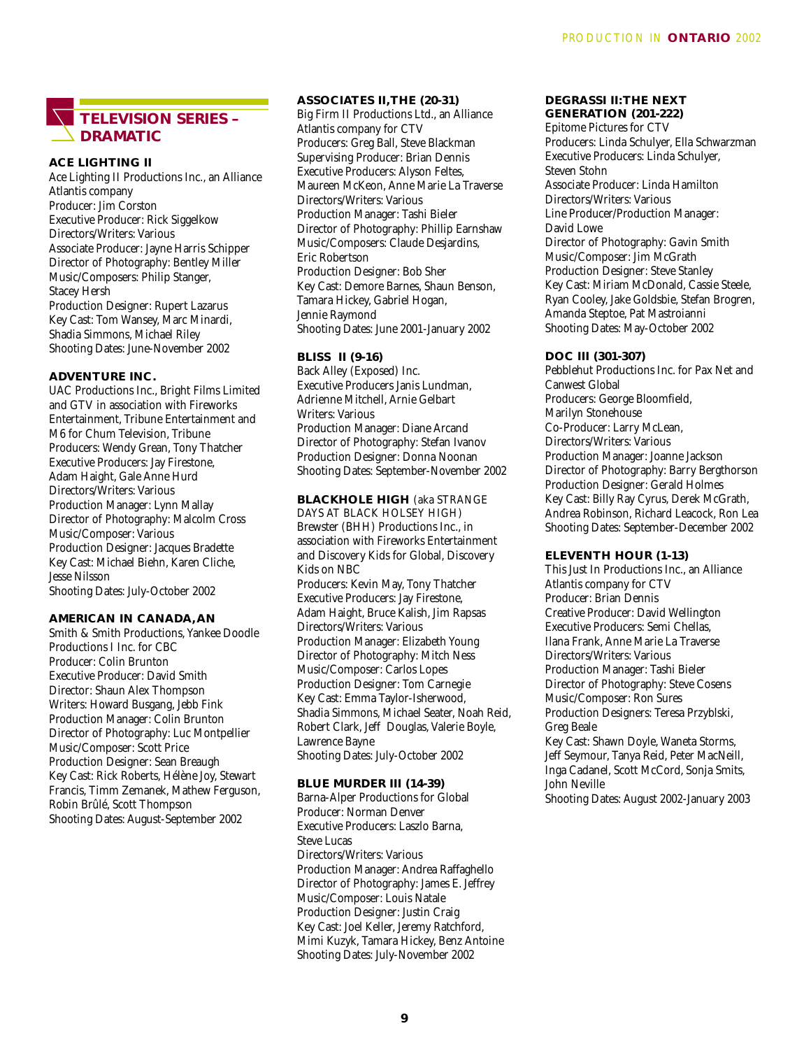## TELEVISION SERIES – DRAMATIC

### ACE LIGHTING II

Ace Lighting II Productions Inc., an Alliance Atlantis company
Producer: Jim Corston
Executive Producer: Rick Siggelkow
Directors/Writers: Various
Associate Producer: Jayne Harris Schipper
Director of Photography: Bentley Miller
Music/Composers: Philip Stanger, Stacey Hersh
Production Designer: Rupert Lazarus
Key Cast: Tom Wansey, Marc Minardi, Shadia Simmons, Michael Riley
Shooting Dates: June-November 2002

### ADVENTURE INC.

UAC Productions Inc., Bright Films Limited and GTV in association with Fireworks Entertainment, Tribune Entertainment and M6 for Chum Television, Tribune
Producers: Wendy Grean, Tony Thatcher
Executive Producers: Jay Firestone, Adam Haight, Gale Anne Hurd
Directors/Writers: Various
Production Manager: Lynn Mallay
Director of Photography: Malcolm Cross
Music/Composer: Various
Production Designer: Jacques Bradette
Key Cast: Michael Biehn, Karen Cliche, Jesse Nilsson
Shooting Dates: July-October 2002

### AMERICAN IN CANADA, AN

Smith & Smith Productions, Yankee Doodle Productions I Inc. for CBC
Producer: Colin Brunton
Executive Producer: David Smith
Director: Shaun Alex Thompson
Writers: Howard Busgang, Jebb Fink
Production Manager: Colin Brunton
Director of Photography: Luc Montpellier
Music/Composer: Scott Price
Production Designer: Sean Breaugh
Key Cast: Rick Roberts, Hélène Joy, Stewart Francis, Timm Zemanek, Mathew Ferguson, Robin Brûlé, Scott Thompson
Shooting Dates: August-September 2002

### ASSOCIATES II, THE (20-31)

Big Firm II Productions Ltd., an Alliance Atlantis company for CTV
Producers: Greg Ball, Steve Blackman
Supervising Producer: Brian Dennis
Executive Producers: Alyson Feltes, Maureen McKeon, Anne Marie La Traverse
Directors/Writers: Various
Production Manager: Tashi Bieler
Director of Photography: Phillip Earnshaw
Music/Composers: Claude Desjardins, Eric Robertson
Production Designer: Bob Sher
Key Cast: Demore Barnes, Shaun Benson, Tamara Hickey, Gabriel Hogan, Jennie Raymond
Shooting Dates: June 2001-January 2002

### BLISS II (9-16)

Back Alley (Exposed) Inc.
Executive Producers Janis Lundman, Adrienne Mitchell, Arnie Gelbart
Writers: Various
Production Manager: Diane Arcand
Director of Photography: Stefan Ivanov
Production Designer: Donna Noonan
Shooting Dates: September-November 2002

### BLACKHOLE HIGH (aka STRANGE DAYS AT BLACK HOLSEY HIGH)

Brewster (BHH) Productions Inc., in association with Fireworks Entertainment and Discovery Kids for Global, Discovery Kids on NBC
Producers: Kevin May, Tony Thatcher
Executive Producers: Jay Firestone, Adam Haight, Bruce Kalish, Jim Rapsas
Directors/Writers: Various
Production Manager: Elizabeth Young
Director of Photography: Mitch Ness
Music/Composer: Carlos Lopes
Production Designer: Tom Carnegie
Key Cast: Emma Taylor-Isherwood, Shadia Simmons, Michael Seater, Noah Reid, Robert Clark, Jeff Douglas, Valerie Boyle, Lawrence Bayne
Shooting Dates: July-October 2002

### BLUE MURDER III (14-39)

Barna-Alper Productions for Global
Producer: Norman Denver
Executive Producers: Laszlo Barna, Steve Lucas
Directors/Writers: Various
Production Manager: Andrea Raffaghello
Director of Photography: James E. Jeffrey
Music/Composer: Louis Natale
Production Designer: Justin Craig
Key Cast: Joel Keller, Jeremy Ratchford, Mimi Kuzyk, Tamara Hickey, Benz Antoine
Shooting Dates: July-November 2002

### DEGRASSI II: THE NEXT GENERATION (201-222)

Epitome Pictures for CTV
Producers: Linda Schulyer, Ella Schwarzman
Executive Producers: Linda Schulyer, Steven Stohn
Associate Producer: Linda Hamilton
Directors/Writers: Various
Line Producer/Production Manager: David Lowe
Director of Photography: Gavin Smith
Music/Composer: Jim McGrath
Production Designer: Steve Stanley
Key Cast: Miriam McDonald, Cassie Steele, Ryan Cooley, Jake Goldsbie, Stefan Brogren, Amanda Steptoe, Pat Mastroianni
Shooting Dates: May-October 2002

### DOC III (301-307)

Pebblehut Productions Inc. for Pax Net and Canwest Global
Producers: George Bloomfield, Marilyn Stonehouse
Co-Producer: Larry McLean,
Directors/Writers: Various
Production Manager: Joanne Jackson
Director of Photography: Barry Bergthorson
Production Designer: Gerald Holmes
Key Cast: Billy Ray Cyrus, Derek McGrath, Andrea Robinson, Richard Leacock, Ron Lea
Shooting Dates: September-December 2002

### ELEVENTH HOUR (1-13)

This Just In Productions Inc., an Alliance Atlantis company for CTV
Producer: Brian Dennis
Creative Producer: David Wellington
Executive Producers: Semi Chellas, Ilana Frank, Anne Marie La Traverse
Directors/Writers: Various
Production Manager: Tashi Bieler
Director of Photography: Steve Cosens
Music/Composer: Ron Sures
Production Designers: Teresa Przyblski, Greg Beale
Key Cast: Shawn Doyle, Waneta Storms, Jeff Seymour, Tanya Reid, Peter MacNeill, Inga Cadanel, Scott McCord, Sonja Smits, John Neville
Shooting Dates: August 2002-January 2003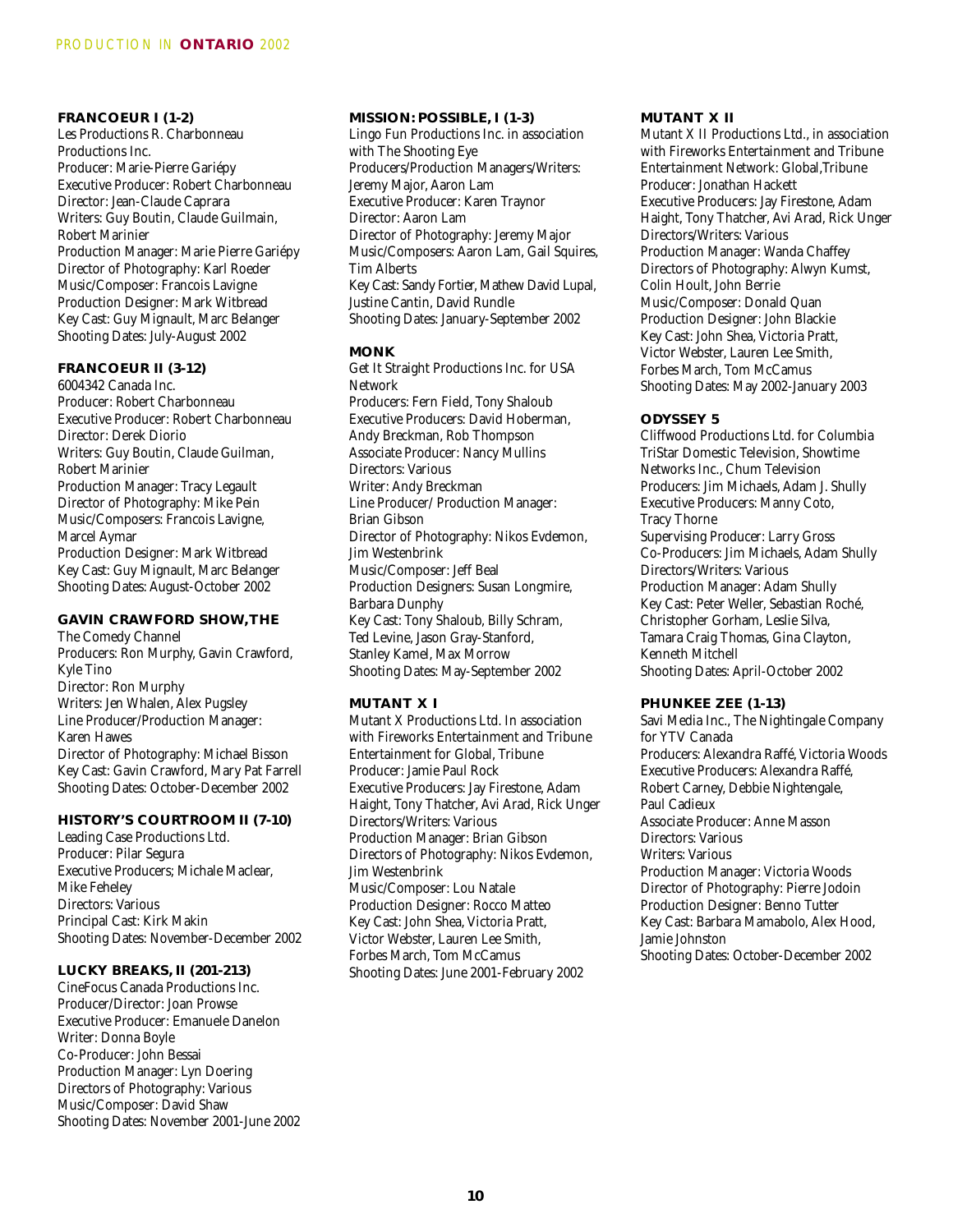#### FRANCOEUR I (1-2)

Les Productions R. Charbonneau Productions Inc.
Producer: Marie-Pierre Gariépy
Executive Producer: Robert Charbonneau
Director: Jean-Claude Caprara
Writers: Guy Boutin, Claude Guilmain, Robert Marinier
Production Manager: Marie Pierre Gariépy
Director of Photography: Karl Roeder
Music/Composer: Francois Lavigne
Production Designer: Mark Witbread
Key Cast: Guy Mignault, Marc Belanger
Shooting Dates: July-August 2002

#### FRANCOEUR II (3-12)

6004342 Canada Inc.
Producer: Robert Charbonneau
Executive Producer: Robert Charbonneau
Director: Derek Diorio
Writers: Guy Boutin, Claude Guilman, Robert Marinier
Production Manager: Tracy Legault
Director of Photography: Mike Pein
Music/Composers: Francois Lavigne, Marcel Aymar
Production Designer: Mark Witbread
Key Cast: Guy Mignault, Marc Belanger
Shooting Dates: August-October 2002

#### GAVIN CRAWFORD SHOW,THE

The Comedy Channel
Producers: Ron Murphy, Gavin Crawford, Kyle Tino
Director: Ron Murphy
Writers: Jen Whalen, Alex Pugsley
Line Producer/Production Manager: Karen Hawes
Director of Photography: Michael Bisson
Key Cast: Gavin Crawford, Mary Pat Farrell
Shooting Dates: October-December 2002

#### HISTORY'S COURTROOM II (7-10)

Leading Case Productions Ltd.
Producer: Pilar Segura
Executive Producers; Michale Maclear, Mike Feheley
Directors: Various
Principal Cast: Kirk Makin
Shooting Dates: November-December 2002

#### LUCKY BREAKS, II (201-213)

CineFocus Canada Productions Inc.
Producer/Director: Joan Prowse
Executive Producer: Emanuele Danelon
Writer: Donna Boyle
Co-Producer: John Bessai
Production Manager: Lyn Doering
Directors of Photography: Various
Music/Composer: David Shaw
Shooting Dates: November 2001-June 2002

#### MISSION: POSSIBLE, I (1-3)

Lingo Fun Productions Inc. in association with The Shooting Eye
Producers/Production Managers/Writers: Jeremy Major, Aaron Lam
Executive Producer: Karen Traynor
Director: Aaron Lam
Director of Photography: Jeremy Major
Music/Composers: Aaron Lam, Gail Squires, Tim Alberts
Key Cast: Sandy Fortier, Mathew David Lupal, Justine Cantin, David Rundle
Shooting Dates: January-September 2002

#### MONK

Get It Straight Productions Inc. for USA Network
Producers: Fern Field, Tony Shaloub
Executive Producers: David Hoberman, Andy Breckman, Rob Thompson
Associate Producer: Nancy Mullins
Directors: Various
Writer: Andy Breckman
Line Producer/ Production Manager: Brian Gibson
Director of Photography: Nikos Evdemon, Jim Westenbrink
Music/Composer: Jeff Beal
Production Designers: Susan Longmire, Barbara Dunphy
Key Cast: Tony Shaloub, Billy Schram, Ted Levine, Jason Gray-Stanford, Stanley Kamel, Max Morrow
Shooting Dates: May-September 2002

#### MUTANT X I

Mutant X Productions Ltd. In association with Fireworks Entertainment and Tribune Entertainment for Global, Tribune
Producer: Jamie Paul Rock
Executive Producers: Jay Firestone, Adam Haight, Tony Thatcher, Avi Arad, Rick Unger
Directors/Writers: Various
Production Manager: Brian Gibson
Directors of Photography: Nikos Evdemon, Jim Westenbrink
Music/Composer: Lou Natale
Production Designer: Rocco Matteo
Key Cast: John Shea, Victoria Pratt, Victor Webster, Lauren Lee Smith, Forbes March, Tom McCamus
Shooting Dates: June 2001-February 2002

#### MUTANT X II

Mutant X II Productions Ltd., in association with Fireworks Entertainment and Tribune Entertainment Network: Global,Tribune
Producer: Jonathan Hackett
Executive Producers: Jay Firestone, Adam Haight, Tony Thatcher, Avi Arad, Rick Unger
Directors/Writers: Various
Production Manager: Wanda Chaffey
Directors of Photography: Alwyn Kumst, Colin Hoult, John Berrie
Music/Composer: Donald Quan
Production Designer: John Blackie
Key Cast: John Shea, Victoria Pratt, Victor Webster, Lauren Lee Smith, Forbes March, Tom McCamus
Shooting Dates: May 2002-January 2003

#### ODYSSEY 5

Cliffwood Productions Ltd. for Columbia TriStar Domestic Television, Showtime Networks Inc., Chum Television
Producers: Jim Michaels, Adam J. Shully
Executive Producers: Manny Coto, Tracy Thorne
Supervising Producer: Larry Gross
Co-Producers: Jim Michaels, Adam Shully
Directors/Writers: Various
Production Manager: Adam Shully
Key Cast: Peter Weller, Sebastian Roché, Christopher Gorham, Leslie Silva, Tamara Craig Thomas, Gina Clayton, Kenneth Mitchell
Shooting Dates: April-October 2002

#### PHUNKEE ZEE (1-13)

Savi Media Inc., The Nightingale Company for YTV Canada
Producers: Alexandra Raffé, Victoria Woods
Executive Producers: Alexandra Raffé, Robert Carney, Debbie Nightengale, Paul Cadieux
Associate Producer: Anne Masson
Directors: Various
Writers: Various
Production Manager: Victoria Woods
Director of Photography: Pierre Jodoin
Production Designer: Benno Tutter
Key Cast: Barbara Mamabolo, Alex Hood, Jamie Johnston
Shooting Dates: October-December 2002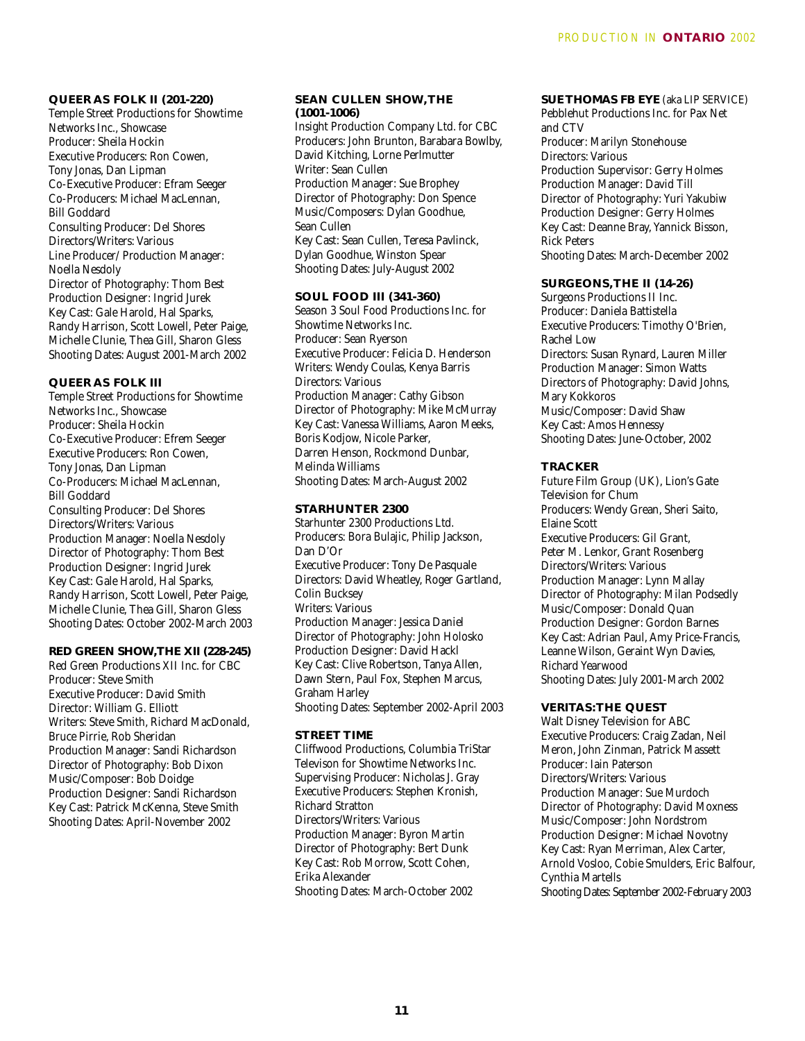**QUEER AS FOLK II (201-220)**
Temple Street Productions for Showtime Networks Inc., Showcase
Producer: Sheila Hockin
Executive Producers: Ron Cowen, Tony Jonas, Dan Lipman
Co-Executive Producer: Efram Seeger
Co-Producers: Michael MacLennan, Bill Goddard
Consulting Producer: Del Shores
Directors/Writers: Various
Line Producer/ Production Manager: Noella Nesdoly
Director of Photography: Thom Best
Production Designer: Ingrid Jurek
Key Cast: Gale Harold, Hal Sparks, Randy Harrison, Scott Lowell, Peter Paige, Michelle Clunie, Thea Gill, Sharon Gless
Shooting Dates: August 2001-March 2002

**QUEER AS FOLK III**
Temple Street Productions for Showtime Networks Inc., Showcase
Producer: Sheila Hockin
Co-Executive Producer: Efrem Seeger
Executive Producers: Ron Cowen, Tony Jonas, Dan Lipman
Co-Producers: Michael MacLennan, Bill Goddard
Consulting Producer: Del Shores
Directors/Writers: Various
Production Manager: Noella Nesdoly
Director of Photography: Thom Best
Production Designer: Ingrid Jurek
Key Cast: Gale Harold, Hal Sparks, Randy Harrison, Scott Lowell, Peter Paige, Michelle Clunie, Thea Gill, Sharon Gless
Shooting Dates: October 2002-March 2003

**RED GREEN SHOW,THE XII (228-245)**
Red Green Productions XII Inc. for CBC
Producer: Steve Smith
Executive Producer: David Smith
Director: William G. Elliott
Writers: Steve Smith, Richard MacDonald, Bruce Pirrie, Rob Sheridan
Production Manager: Sandi Richardson
Director of Photography: Bob Dixon
Music/Composer: Bob Doidge
Production Designer: Sandi Richardson
Key Cast: Patrick McKenna, Steve Smith
Shooting Dates: April-November 2002

**SEAN CULLEN SHOW,THE (1001-1006)**
Insight Production Company Ltd. for CBC
Producers: John Brunton, Barabara Bowlby, David Kitching, Lorne Perlmutter
Writer: Sean Cullen
Production Manager: Sue Brophey
Director of Photography: Don Spence
Music/Composers: Dylan Goodhue, Sean Cullen
Key Cast: Sean Cullen, Teresa Pavlinck, Dylan Goodhue, Winston Spear
Shooting Dates: July-August 2002

**SOUL FOOD III (341-360)**
Season 3 Soul Food Productions Inc. for Showtime Networks Inc.
Producer: Sean Ryerson
Executive Producer: Felicia D. Henderson
Writers: Wendy Coulas, Kenya Barris
Directors: Various
Production Manager: Cathy Gibson
Director of Photography: Mike McMurray
Key Cast: Vanessa Williams, Aaron Meeks, Boris Kodjow, Nicole Parker, Darren Henson, Rockmond Dunbar, Melinda Williams
Shooting Dates: March-August 2002

**STARHUNTER 2300**
Starhunter 2300 Productions Ltd.
Producers: Bora Bulajic, Philip Jackson, Dan D'Or
Executive Producer: Tony De Pasquale
Directors: David Wheatley, Roger Gartland, Colin Bucksey
Writers: Various
Production Manager: Jessica Daniel
Director of Photography: John Holosko
Production Designer: David Hackl
Key Cast: Clive Robertson, Tanya Allen, Dawn Stern, Paul Fox, Stephen Marcus, Graham Harley
Shooting Dates: September 2002-April 2003

**STREET TIME**
Cliffwood Productions, Columbia TriStar Televison for Showtime Networks Inc.
Supervising Producer: Nicholas J. Gray
Executive Producers: Stephen Kronish, Richard Stratton
Directors/Writers: Various
Production Manager: Byron Martin
Director of Photography: Bert Dunk
Key Cast: Rob Morrow, Scott Cohen, Erika Alexander
Shooting Dates: March-October 2002

**SUE THOMAS FB EYE** (aka LIP SERVICE)
Pebblehut Productions Inc. for Pax Net and CTV
Producer: Marilyn Stonehouse
Directors: Various
Production Supervisor: Gerry Holmes
Production Manager: David Till
Director of Photography: Yuri Yakubiw
Production Designer: Gerry Holmes
Key Cast: Deanne Bray, Yannick Bisson, Rick Peters
Shooting Dates: March-December 2002

**SURGEONS,THE II (14-26)**
Surgeons Productions II Inc.
Producer: Daniela Battistella
Executive Producers: Timothy O'Brien, Rachel Low
Directors: Susan Rynard, Lauren Miller
Production Manager: Simon Watts
Directors of Photography: David Johns, Mary Kokkoros
Music/Composer: David Shaw
Key Cast: Amos Hennessy
Shooting Dates: June-October, 2002

**TRACKER**
Future Film Group (UK), Lion's Gate Television for Chum
Producers: Wendy Grean, Sheri Saito, Elaine Scott
Executive Producers: Gil Grant, Peter M. Lenkor, Grant Rosenberg
Directors/Writers: Various
Production Manager: Lynn Mallay
Director of Photography: Milan Podsedly
Music/Composer: Donald Quan
Production Designer: Gordon Barnes
Key Cast: Adrian Paul, Amy Price-Francis, Leanne Wilson, Geraint Wyn Davies, Richard Yearwood
Shooting Dates: July 2001-March 2002

**VERITAS:THE QUEST**
Walt Disney Television for ABC
Executive Producers: Craig Zadan, Neil Meron, John Zinman, Patrick Massett
Producer: Iain Paterson
Directors/Writers: Various
Production Manager: Sue Murdoch
Director of Photography: David Moxness
Music/Composer: John Nordstrom
Production Designer: Michael Novotny
Key Cast: Ryan Merriman, Alex Carter, Arnold Vosloo, Cobie Smulders, Eric Balfour, Cynthia Martells
Shooting Dates: September 2002-February 2003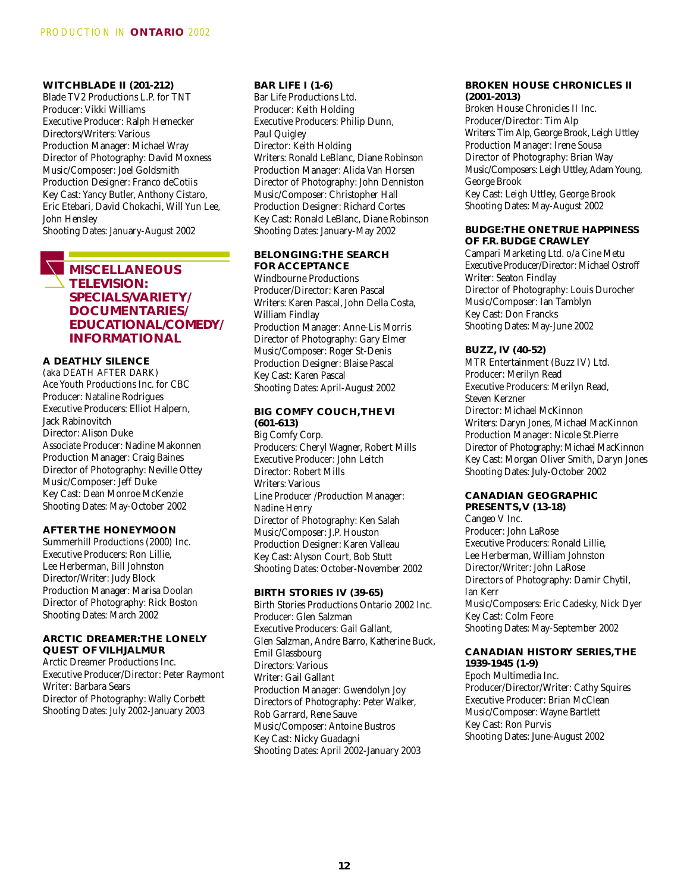**WITCHBLADE II (201-212)**
Blade TV2 Productions L.P. for TNT
Producer: Vikki Williams
Executive Producer: Ralph Hemecker
Directors/Writers: Various
Production Manager: Michael Wray
Director of Photography: David Moxness
Music/Composer: Joel Goldsmith
Production Designer: Franco deCotiis
Key Cast: Yancy Butler, Anthony Cistaro, Eric Etebari, David Chokachi, Will Yun Lee, John Hensley
Shooting Dates: January-August 2002

## MISCELLANEOUS TELEVISION: SPECIALS/VARIETY/ DOCUMENTARIES/ EDUCATIONAL/COMEDY/ INFORMATIONAL

**A DEATHLY SILENCE**
(aka DEATH AFTER DARK)
Ace Youth Productions Inc. for CBC
Producer: Nataline Rodrigues
Executive Producers: Elliot Halpern, Jack Rabinovitch
Director: Alison Duke
Associate Producer: Nadine Makonnen
Production Manager: Craig Baines
Director of Photography: Neville Ottey
Music/Composer: Jeff Duke
Key Cast: Dean Monroe McKenzie
Shooting Dates: May-October 2002

**AFTER THE HONEYMOON**
Summerhill Productions (2000) Inc.
Executive Producers: Ron Lillie, Lee Herberman, Bill Johnston
Director/Writer: Judy Block
Production Manager: Marisa Doolan
Director of Photography: Rick Boston
Shooting Dates: March 2002

**ARCTIC DREAMER:THE LONELY QUEST OF VILHJALMUR**
Arctic Dreamer Productions Inc.
Executive Producer/Director: Peter Raymont
Writer: Barbara Sears
Director of Photography: Wally Corbett
Shooting Dates: July 2002-January 2003

**BAR LIFE I (1-6)**
Bar Life Productions Ltd.
Producer: Keith Holding
Executive Producers: Philip Dunn, Paul Quigley
Director: Keith Holding
Writers: Ronald LeBlanc, Diane Robinson
Production Manager: Alida Van Horsen
Director of Photography: John Denniston
Music/Composer: Christopher Hall
Production Designer: Richard Cortes
Key Cast: Ronald LeBlanc, Diane Robinson
Shooting Dates: January-May 2002

**BELONGING:THE SEARCH FOR ACCEPTANCE**
Windbourne Productions
Producer/Director: Karen Pascal
Writers: Karen Pascal, John Della Costa, William Findlay
Production Manager: Anne-Lis Morris
Director of Photography: Gary Elmer
Music/Composer: Roger St-Denis
Production Designer: Blaise Pascal
Key Cast: Karen Pascal
Shooting Dates: April-August 2002

**BIG COMFY COUCH,THE VI (601-613)**
Big Comfy Corp.
Producers: Cheryl Wagner, Robert Mills
Executive Producer: John Leitch
Director: Robert Mills
Writers: Various
Line Producer /Production Manager: Nadine Henry
Director of Photography: Ken Salah
Music/Composer: J.P. Houston
Production Designer: Karen Valleau
Key Cast: Alyson Court, Bob Stutt
Shooting Dates: October-November 2002

**BIRTH STORIES IV (39-65)**
Birth Stories Productions Ontario 2002 Inc.
Producer: Glen Salzman
Executive Producers: Gail Gallant, Glen Salzman, Andre Barro, Katherine Buck, Emil Glassbourg
Directors: Various
Writer: Gail Gallant
Production Manager: Gwendolyn Joy
Directors of Photography: Peter Walker, Rob Garrard, Rene Sauve
Music/Composer: Antoine Bustros
Key Cast: Nicky Guadagni
Shooting Dates: April 2002-January 2003

**BROKEN HOUSE CHRONICLES II (2001-2013)**
Broken House Chronicles II Inc.
Producer/Director: Tim Alp
Writers: Tim Alp, George Brook, Leigh Uttley
Production Manager: Irene Sousa
Director of Photography: Brian Way
Music/Composers: Leigh Uttley, Adam Young, George Brook
Key Cast: Leigh Uttley, George Brook
Shooting Dates: May-August 2002

**BUDGE:THE ONE TRUE HAPPINESS OF F.R. BUDGE CRAWLEY**
Campari Marketing Ltd. o/a Cine Metu
Executive Producer/Director: Michael Ostroff
Writer: Seaton Findlay
Director of Photography: Louis Durocher
Music/Composer: Ian Tamblyn
Key Cast: Don Francks
Shooting Dates: May-June 2002

**BUZZ, IV (40-52)**
MTR Entertainment (Buzz IV) Ltd.
Producer: Merilyn Read
Executive Producers: Merilyn Read, Steven Kerzner
Director: Michael McKinnon
Writers: Daryn Jones, Michael MacKinnon
Production Manager: Nicole St.Pierre
Director of Photography: Michael MacKinnon
Key Cast: Morgan Oliver Smith, Daryn Jones
Shooting Dates: July-October 2002

**CANADIAN GEOGRAPHIC PRESENTS,V (13-18)**
Cangeo V Inc.
Producer: John LaRose
Executive Producers: Ronald Lillie, Lee Herberman, William Johnston
Director/Writer: John LaRose
Directors of Photography: Damir Chytil, Ian Kerr
Music/Composers: Eric Cadesky, Nick Dyer
Key Cast: Colm Feore
Shooting Dates: May-September 2002

**CANADIAN HISTORY SERIES,THE 1939-1945 (1-9)**
Epoch Multimedia Inc.
Producer/Director/Writer: Cathy Squires
Executive Producer: Brian McClean
Music/Composer: Wayne Bartlett
Key Cast: Ron Purvis
Shooting Dates: June-August 2002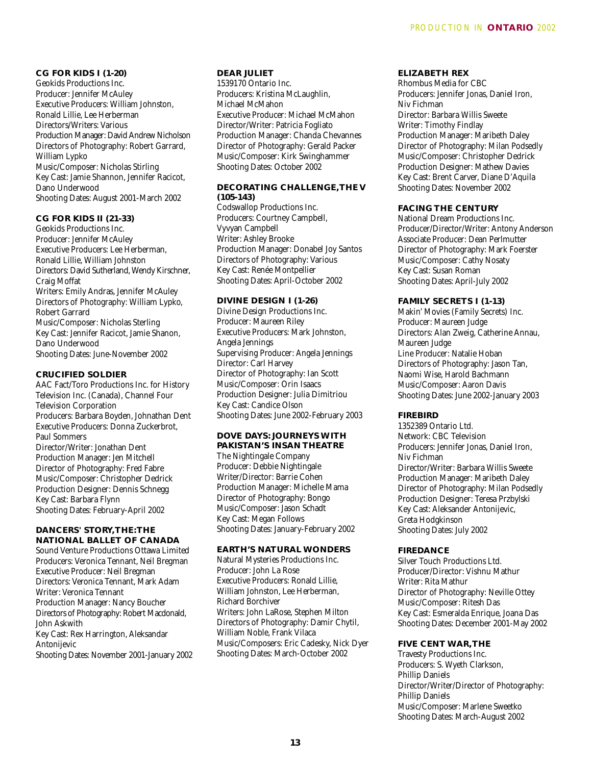### CG FOR KIDS I (1-20)
Geokids Productions Inc.
Producer: Jennifer McAuley
Executive Producers: William Johnston, Ronald Lillie, Lee Herberman
Directors/Writers: Various
Production Manager: David Andrew Nicholson
Directors of Photography: Robert Garrard, William Lypko
Music/Composer: Nicholas Stirling
Key Cast: Jamie Shannon, Jennifer Racicot, Dano Underwood
Shooting Dates: August 2001-March 2002

### CG FOR KIDS II (21-33)
Geokids Productions Inc.
Producer: Jennifer McAuley
Executive Producers: Lee Herberman, Ronald Lillie, William Johnston
Directors: David Sutherland, Wendy Kirschner, Craig Moffat
Writers: Emily Andras, Jennifer McAuley
Directors of Photography: William Lypko, Robert Garrard
Music/Composer: Nicholas Sterling
Key Cast: Jennifer Racicot, Jamie Shanon, Dano Underwood
Shooting Dates: June-November 2002

### CRUCIFIED SOLDIER
AAC Fact/Toro Productions Inc. for History Television Inc. (Canada), Channel Four Television Corporation
Producers: Barbara Boyden, Johnathan Dent
Executive Producers: Donna Zuckerbrot, Paul Sommers
Director/Writer: Jonathan Dent
Production Manager: Jen Mitchell
Director of Photography: Fred Fabre
Music/Composer: Christopher Dedrick
Production Designer: Dennis Schnegg
Key Cast: Barbara Flynn
Shooting Dates: February-April 2002

### DANCERS' STORY,THE:THE NATIONAL BALLET OF CANADA
Sound Venture Productions Ottawa Limited
Producers: Veronica Tennant, Neil Bregman
Executive Producer: Neil Bregman
Directors: Veronica Tennant, Mark Adam
Writer: Veronica Tennant
Production Manager: Nancy Boucher
Directors of Photography: Robert Macdonald, John Askwith
Key Cast: Rex Harrington, Aleksandar Antonijevic
Shooting Dates: November 2001-January 2002

### DEAR JULIET
1539170 Ontario Inc.
Producers: Kristina McLaughlin, Michael McMahon
Executive Producer: Michael McMahon
Director/Writer: Patricia Fogliato
Production Manager: Chanda Chevannes
Director of Photography: Gerald Packer
Music/Composer: Kirk Swinghammer
Shooting Dates: October 2002

### DECORATING CHALLENGE,THE V (105-143)
Codswallop Productions Inc.
Producers: Courtney Campbell, Vyvyan Campbell
Writer: Ashley Brooke
Production Manager: Donabel Joy Santos
Directors of Photography: Various
Key Cast: Renée Montpellier
Shooting Dates: April-October 2002

### DIVINE DESIGN I (1-26)
Divine Design Productions Inc.
Producer: Maureen Riley
Executive Producers: Mark Johnston, Angela Jennings
Supervising Producer: Angela Jennings
Director: Carl Harvey
Director of Photography: Ian Scott
Music/Composer: Orin Isaacs
Production Designer: Julia Dimitriou
Key Cast: Candice Olson
Shooting Dates: June 2002-February 2003

### DOVE DAYS: JOURNEYS WITH PAKISTAN'S INSAN THEATRE
The Nightingale Company
Producer: Debbie Nightingale
Writer/Director: Barrie Cohen
Production Manager: Michelle Mama
Director of Photography: Bongo
Music/Composer: Jason Schadt
Key Cast: Megan Follows
Shooting Dates: January-February 2002

### EARTH'S NATURAL WONDERS
Natural Mysteries Productions Inc.
Producer: John La Rose
Executive Producers: Ronald Lillie, William Johnston, Lee Herberman, Richard Borchiver
Writers: John LaRose, Stephen Milton
Directors of Photography: Damir Chytil, William Noble, Frank Vilaca
Music/Composers: Eric Cadesky, Nick Dyer
Shooting Dates: March-October 2002

### ELIZABETH REX
Rhombus Media for CBC
Producers: Jennifer Jonas, Daniel Iron, Niv Fichman
Director: Barbara Willis Sweete
Writer: Timothy Findlay
Production Manager: Maribeth Daley
Director of Photography: Milan Podsedly
Music/Composer: Christopher Dedrick
Production Designer: Mathew Davies
Key Cast: Brent Carver, Diane D'Aquila
Shooting Dates: November 2002

### FACING THE CENTURY
National Dream Productions Inc.
Producer/Director/Writer: Antony Anderson
Associate Producer: Dean Perlmutter
Director of Photography: Mark Foerster
Music/Composer: Cathy Nosaty
Key Cast: Susan Roman
Shooting Dates: April-July 2002

### FAMILY SECRETS I (1-13)
Makin' Movies (Family Secrets) Inc.
Producer: Maureen Judge
Directors: Alan Zweig, Catherine Annau, Maureen Judge
Line Producer: Natalie Hoban
Directors of Photography: Jason Tan, Naomi Wise, Harold Bachmann
Music/Composer: Aaron Davis
Shooting Dates: June 2002-January 2003

### FIREBIRD
1352389 Ontario Ltd.
Network: CBC Television
Producers: Jennifer Jonas, Daniel Iron, Niv Fichman
Director/Writer: Barbara Willis Sweete
Production Manager: Maribeth Daley
Director of Photography: Milan Podsedly
Production Designer: Teresa Przbylski
Key Cast: Aleksander Antonijevic, Greta Hodgkinson
Shooting Dates: July 2002

### FIREDANCE
Silver Touch Productions Ltd.
Producer/Director: Vishnu Mathur
Writer: Rita Mathur
Director of Photography: Neville Ottey
Music/Composer: Ritesh Das
Key Cast: Esmeralda Enrique, Joana Das
Shooting Dates: December 2001-May 2002

### FIVE CENT WAR,THE
Travesty Productions Inc.
Producers: S. Wyeth Clarkson, Phillip Daniels
Director/Writer/Director of Photography: Phillip Daniels
Music/Composer: Marlene Sweetko
Shooting Dates: March-August 2002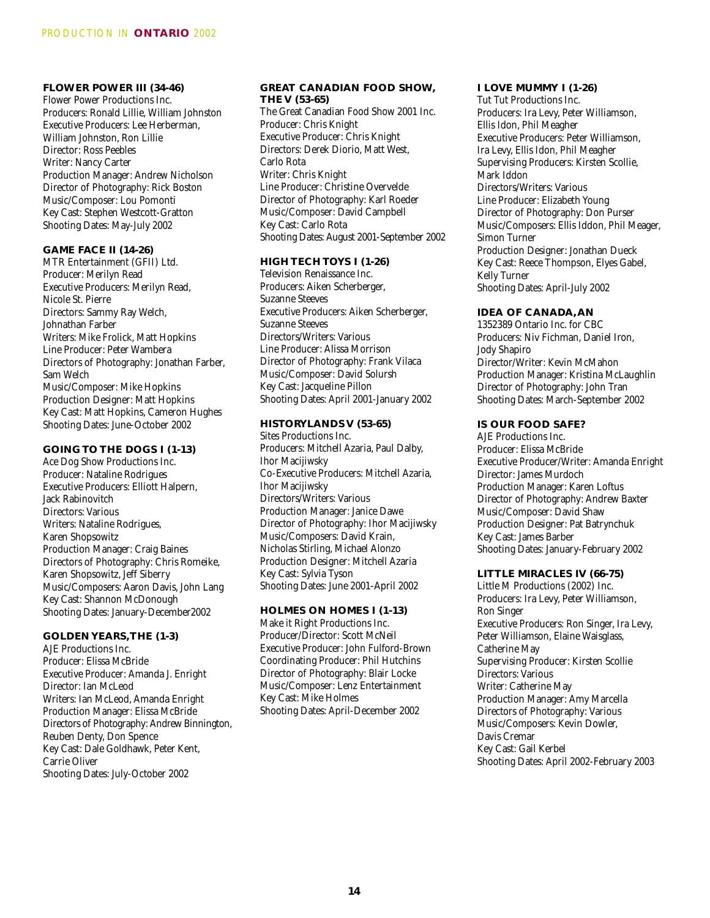#### FLOWER POWER III (34-46)
Flower Power Productions Inc.
Producers: Ronald Lillie, William Johnston
Executive Producers: Lee Herberman, William Johnston, Ron Lillie
Director: Ross Peebles
Writer: Nancy Carter
Production Manager: Andrew Nicholson
Director of Photography: Rick Boston
Music/Composer: Lou Pomonti
Key Cast: Stephen Westcott-Gratton
Shooting Dates: May-July 2002

#### GAME FACE II (14-26)
MTR Entertainment (GFII) Ltd.
Producer: Merilyn Read
Executive Producers: Merilyn Read, Nicole St. Pierre
Directors: Sammy Ray Welch, Johnathan Farber
Writers: Mike Frolick, Matt Hopkins
Line Producer: Peter Wambera
Directors of Photography: Jonathan Farber, Sam Welch
Music/Composer: Mike Hopkins
Production Designer: Matt Hopkins
Key Cast: Matt Hopkins, Cameron Hughes
Shooting Dates: June-October 2002

#### GOING TO THE DOGS I (1-13)
Ace Dog Show Productions Inc.
Producer: Nataline Rodrigues
Executive Producers: Elliott Halpern, Jack Rabinovitch
Directors: Various
Writers: Nataline Rodrigues, Karen Shopsowitz
Production Manager: Craig Baines
Directors of Photography: Chris Romeike, Karen Shopsowitz, Jeff Siberry
Music/Composers: Aaron Davis, John Lang
Key Cast: Shannon McDonough
Shooting Dates: January-December2002

#### GOLDEN YEARS, THE (1-3)
AJE Productions Inc.
Producer: Elissa McBride
Executive Producer: Amanda J. Enright
Director: Ian McLeod
Writers: Ian McLeod, Amanda Enright
Production Manager: Elissa McBride
Directors of Photography: Andrew Binnington, Reuben Denty, Don Spence
Key Cast: Dale Goldhawk, Peter Kent, Carrie Oliver
Shooting Dates: July-October 2002

#### GREAT CANADIAN FOOD SHOW, THE V (53-65)
The Great Canadian Food Show 2001 Inc.
Producer: Chris Knight
Executive Producer: Chris Knight
Directors: Derek Diorio, Matt West, Carlo Rota
Writer: Chris Knight
Line Producer: Christine Overvelde
Director of Photography: Karl Roeder
Music/Composer: David Campbell
Key Cast: Carlo Rota
Shooting Dates: August 2001-September 2002

#### HIGH TECH TOYS I (1-26)
Television Renaissance Inc.
Producers: Aiken Scherberger, Suzanne Steeves
Executive Producers: Aiken Scherberger, Suzanne Steeves
Directors/Writers: Various
Line Producer: Alissa Morrison
Director of Photography: Frank Vilaca
Music/Composer: David Solursh
Key Cast: Jacqueline Pillon
Shooting Dates: April 2001-January 2002

#### HISTORYLANDS V (53-65)
Sites Productions Inc.
Producers: Mitchell Azaria, Paul Dalby, Ihor Macijiwsky
Co-Executive Producers: Mitchell Azaria, Ihor Macijiwsky
Directors/Writers: Various
Production Manager: Janice Dawe
Director of Photography: Ihor Macijiwsky
Music/Composers: David Krain, Nicholas Stirling, Michael Alonzo
Production Designer: Mitchell Azaria
Key Cast: Sylvia Tyson
Shooting Dates: June 2001-April 2002

#### HOLMES ON HOMES I (1-13)
Make it Right Productions Inc.
Producer/Director: Scott McNeil
Executive Producer: John Fulford-Brown
Coordinating Producer: Phil Hutchins
Director of Photography: Blair Locke
Music/Composer: Lenz Entertainment
Key Cast: Mike Holmes
Shooting Dates: April-December 2002

#### I LOVE MUMMY I (1-26)
Tut Tut Productions Inc.
Producers: Ira Levy, Peter Williamson, Ellis Idon, Phil Meagher
Executive Producers: Peter Williamson, Ira Levy, Ellis Idon, Phil Meagher
Supervising Producers: Kirsten Scollie, Mark Iddon
Directors/Writers: Various
Line Producer: Elizabeth Young
Director of Photography: Don Purser
Music/Composers: Ellis Iddon, Phil Meager, Simon Turner
Production Designer: Jonathan Dueck
Key Cast: Reece Thompson, Elyes Gabel, Kelly Turner
Shooting Dates: April-July 2002

#### IDEA OF CANADA, AN
1352389 Ontario Inc. for CBC
Producers: Niv Fichman, Daniel Iron, Jody Shapiro
Director/Writer: Kevin McMahon
Production Manager: Kristina McLaughlin
Director of Photography: John Tran
Shooting Dates: March-September 2002

#### IS OUR FOOD SAFE?
AJE Productions Inc.
Producer: Elissa McBride
Executive Producer/Writer: Amanda Enright
Director: James Murdoch
Production Manager: Karen Loftus
Director of Photography: Andrew Baxter
Music/Composer: David Shaw
Production Designer: Pat Batrynchuk
Key Cast: James Barber
Shooting Dates: January-February 2002

#### LITTLE MIRACLES IV (66-75)
Little M Productions (2002) Inc.
Producers: Ira Levy, Peter Williamson, Ron Singer
Executive Producers: Ron Singer, Ira Levy, Peter Williamson, Elaine Waisglass, Catherine May
Supervising Producer: Kirsten Scollie
Directors: Various
Writer: Catherine May
Production Manager: Amy Marcella
Directors of Photography: Various
Music/Composers: Kevin Dowler, Davis Cremar
Key Cast: Gail Kerbel
Shooting Dates: April 2002-February 2003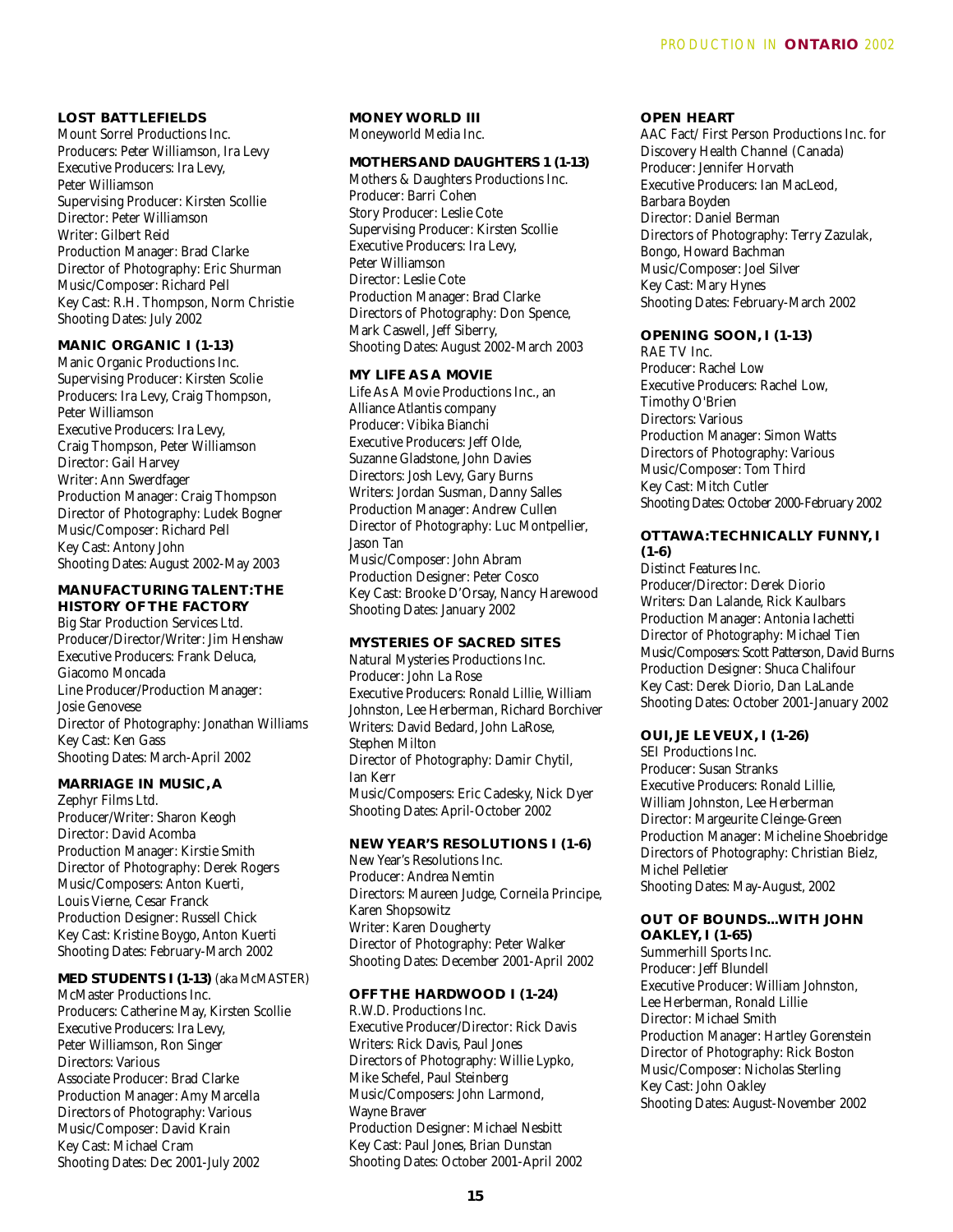### LOST BATTLEFIELDS

Mount Sorrel Productions Inc.
Producers: Peter Williamson, Ira Levy
Executive Producers: Ira Levy, Peter Williamson
Supervising Producer: Kirsten Scollie
Director: Peter Williamson
Writer: Gilbert Reid
Production Manager: Brad Clarke
Director of Photography: Eric Shurman
Music/Composer: Richard Pell
Key Cast: R.H. Thompson, Norm Christie
Shooting Dates: July 2002

### MANIC ORGANIC I (1-13)

Manic Organic Productions Inc.
Supervising Producer: Kirsten Scolie
Producers: Ira Levy, Craig Thompson, Peter Williamson
Executive Producers: Ira Levy, Craig Thompson, Peter Williamson
Director: Gail Harvey
Writer: Ann Swerdfager
Production Manager: Craig Thompson
Director of Photography: Ludek Bogner
Music/Composer: Richard Pell
Key Cast: Antony John
Shooting Dates: August 2002-May 2003

### MANUFACTURING TALENT: THE HISTORY OF THE FACTORY

Big Star Production Services Ltd.
Producer/Director/Writer: Jim Henshaw
Executive Producers: Frank Deluca, Giacomo Moncada
Line Producer/Production Manager: Josie Genovese
Director of Photography: Jonathan Williams
Key Cast: Ken Gass
Shooting Dates: March-April 2002

### MARRIAGE IN MUSIC, A

Zephyr Films Ltd.
Producer/Writer: Sharon Keogh
Director: David Acomba
Production Manager: Kirstie Smith
Director of Photography: Derek Rogers
Music/Composers: Anton Kuerti, Louis Vierne, Cesar Franck
Production Designer: Russell Chick
Key Cast: Kristine Boygo, Anton Kuerti
Shooting Dates: February-March 2002

### MED STUDENTS I (1-13) (aka McMASTER)

McMaster Productions Inc.
Producers: Catherine May, Kirsten Scollie
Executive Producers: Ira Levy, Peter Williamson, Ron Singer
Directors: Various
Associate Producer: Brad Clarke
Production Manager: Amy Marcella
Directors of Photography: Various
Music/Composer: David Krain
Key Cast: Michael Cram
Shooting Dates: Dec 2001-July 2002

### MONEY WORLD III

Moneyworld Media Inc.

### MOTHERS AND DAUGHTERS 1 (1-13)

Mothers & Daughters Productions Inc.
Producer: Barri Cohen
Story Producer: Leslie Cote
Supervising Producer: Kirsten Scollie
Executive Producers: Ira Levy, Peter Williamson
Director: Leslie Cote
Production Manager: Brad Clarke
Directors of Photography: Don Spence, Mark Caswell, Jeff Siberry,
Shooting Dates: August 2002-March 2003

### MY LIFE AS A MOVIE

Life As A Movie Productions Inc., an Alliance Atlantis company
Producer: Vibika Bianchi
Executive Producers: Jeff Olde, Suzanne Gladstone, John Davies
Directors: Josh Levy, Gary Burns
Writers: Jordan Susman, Danny Salles
Production Manager: Andrew Cullen
Director of Photography: Luc Montpellier, Jason Tan
Music/Composer: John Abram
Production Designer: Peter Cosco
Key Cast: Brooke D'Orsay, Nancy Harewood
Shooting Dates: January 2002

### MYSTERIES OF SACRED SITES

Natural Mysteries Productions Inc.
Producer: John La Rose
Executive Producers: Ronald Lillie, William Johnston, Lee Herberman, Richard Borchiver
Writers: David Bedard, John LaRose, Stephen Milton
Director of Photography: Damir Chytil, Ian Kerr
Music/Composers: Eric Cadesky, Nick Dyer
Shooting Dates: April-October 2002

### NEW YEAR'S RESOLUTIONS I (1-6)

New Year's Resolutions Inc.
Producer: Andrea Nemtin
Directors: Maureen Judge, Corneila Principe, Karen Shopsowitz
Writer: Karen Dougherty
Director of Photography: Peter Walker
Shooting Dates: December 2001-April 2002

### OFF THE HARDWOOD I (1-24)

R.W.D. Productions Inc.
Executive Producer/Director: Rick Davis
Writers: Rick Davis, Paul Jones
Directors of Photography: Willie Lypko, Mike Schefel, Paul Steinberg
Music/Composers: John Larmond, Wayne Braver
Production Designer: Michael Nesbitt
Key Cast: Paul Jones, Brian Dunstan
Shooting Dates: October 2001-April 2002

### OPEN HEART

AAC Fact/ First Person Productions Inc. for Discovery Health Channel (Canada)
Producer: Jennifer Horvath
Executive Producers: Ian MacLeod, Barbara Boyden
Director: Daniel Berman
Directors of Photography: Terry Zazulak, Bongo, Howard Bachman
Music/Composer: Joel Silver
Key Cast: Mary Hynes
Shooting Dates: February-March 2002

### OPENING SOON, I (1-13)

RAE TV Inc.
Producer: Rachel Low
Executive Producers: Rachel Low, Timothy O'Brien
Directors: Various
Production Manager: Simon Watts
Directors of Photography: Various
Music/Composer: Tom Third
Key Cast: Mitch Cutler
Shooting Dates: October 2000-February 2002

### OTTAWA: TECHNICALLY FUNNY, I (1-6)

Distinct Features Inc.
Producer/Director: Derek Diorio
Writers: Dan Lalande, Rick Kaulbars
Production Manager: Antonia Iachetti
Director of Photography: Michael Tien
Music/Composers: Scott Patterson, David Burns
Production Designer: Shuca Chalifour
Key Cast: Derek Diorio, Dan LaLande
Shooting Dates: October 2001-January 2002

### OUI, JE LE VEUX, I (1-26)

SEI Productions Inc.
Producer: Susan Stranks
Executive Producers: Ronald Lillie, William Johnston, Lee Herberman
Director: Margeurite Cleinge-Green
Production Manager: Micheline Shoebridge
Directors of Photography: Christian Bielz, Michel Pelletier
Shooting Dates: May-August, 2002

### OUT OF BOUNDS...WITH JOHN OAKLEY, I (1-65)

Summerhill Sports Inc.
Producer: Jeff Blundell
Executive Producer: William Johnston, Lee Herberman, Ronald Lillie
Director: Michael Smith
Production Manager: Hartley Gorenstein
Director of Photography: Rick Boston
Music/Composer: Nicholas Sterling
Key Cast: John Oakley
Shooting Dates: August-November 2002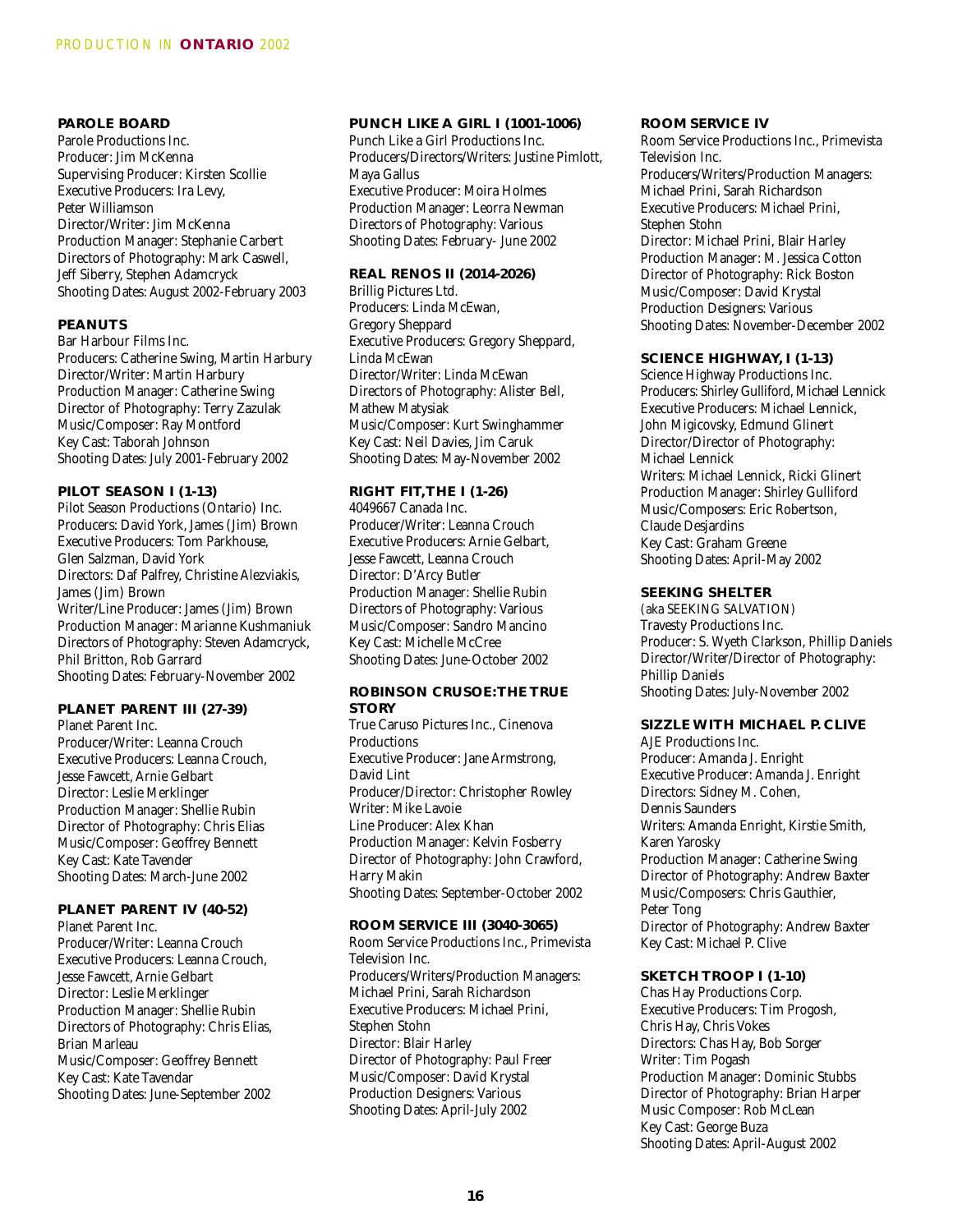### PAROLE BOARD

Parole Productions Inc.
Producer: Jim McKenna
Supervising Producer: Kirsten Scollie
Executive Producers: Ira Levy, Peter Williamson
Director/Writer: Jim McKenna
Production Manager: Stephanie Carbert
Directors of Photography: Mark Caswell, Jeff Siberry, Stephen Adamcryck
Shooting Dates: August 2002-February 2003

### PEANUTS

Bar Harbour Films Inc.
Producers: Catherine Swing, Martin Harbury
Director/Writer: Martin Harbury
Production Manager: Catherine Swing
Director of Photography: Terry Zazulak
Music/Composer: Ray Montford
Key Cast: Taborah Johnson
Shooting Dates: July 2001-February 2002

### PILOT SEASON I (1-13)

Pilot Season Productions (Ontario) Inc.
Producers: David York, James (Jim) Brown
Executive Producers: Tom Parkhouse, Glen Salzman, David York
Directors: Daf Palfrey, Christine Alezviakis, James (Jim) Brown
Writer/Line Producer: James (Jim) Brown
Production Manager: Marianne Kushmaniuk
Directors of Photography: Steven Adamcryck, Phil Britton, Rob Garrard
Shooting Dates: February-November 2002

### PLANET PARENT III (27-39)

Planet Parent Inc.
Producer/Writer: Leanna Crouch
Executive Producers: Leanna Crouch, Jesse Fawcett, Arnie Gelbart
Director: Leslie Merklinger
Production Manager: Shellie Rubin
Director of Photography: Chris Elias
Music/Composer: Geoffrey Bennett
Key Cast: Kate Tavender
Shooting Dates: March-June 2002

### PLANET PARENT IV (40-52)

Planet Parent Inc.
Producer/Writer: Leanna Crouch
Executive Producers: Leanna Crouch, Jesse Fawcett, Arnie Gelbart
Director: Leslie Merklinger
Production Manager: Shellie Rubin
Directors of Photography: Chris Elias, Brian Marleau
Music/Composer: Geoffrey Bennett
Key Cast: Kate Tavendar
Shooting Dates: June-September 2002

### PUNCH LIKE A GIRL I (1001-1006)

Punch Like a Girl Productions Inc.
Producers/Directors/Writers: Justine Pimlott, Maya Gallus
Executive Producer: Moira Holmes
Production Manager: Leorra Newman
Directors of Photography: Various
Shooting Dates: February- June 2002

### REAL RENOS II (2014-2026)

Brillig Pictures Ltd.
Producers: Linda McEwan, Gregory Sheppard
Executive Producers: Gregory Sheppard, Linda McEwan
Director/Writer: Linda McEwan
Directors of Photography: Alister Bell, Mathew Matysiak
Music/Composer: Kurt Swinghammer
Key Cast: Neil Davies, Jim Caruk
Shooting Dates: May-November 2002

### RIGHT FIT, THE I (1-26)

4049667 Canada Inc.
Producer/Writer: Leanna Crouch
Executive Producers: Arnie Gelbart, Jesse Fawcett, Leanna Crouch
Director: D'Arcy Butler
Production Manager: Shellie Rubin
Directors of Photography: Various
Music/Composer: Sandro Mancino
Key Cast: Michelle McCree
Shooting Dates: June-October 2002

### ROBINSON CRUSOE: THE TRUE STORY

True Caruso Pictures Inc., Cinenova Productions
Executive Producer: Jane Armstrong, David Lint
Producer/Director: Christopher Rowley
Writer: Mike Lavoie
Line Producer: Alex Khan
Production Manager: Kelvin Fosberry
Director of Photography: John Crawford, Harry Makin
Shooting Dates: September-October 2002

### ROOM SERVICE III (3040-3065)

Room Service Productions Inc., Primevista Television Inc.
Producers/Writers/Production Managers: Michael Prini, Sarah Richardson
Executive Producers: Michael Prini, Stephen Stohn
Director: Blair Harley
Director of Photography: Paul Freer
Music/Composer: David Krystal
Production Designers: Various
Shooting Dates: April-July 2002

### ROOM SERVICE IV

Room Service Productions Inc., Primevista Television Inc.
Producers/Writers/Production Managers: Michael Prini, Sarah Richardson
Executive Producers: Michael Prini, Stephen Stohn
Director: Michael Prini, Blair Harley
Production Manager: M. Jessica Cotton
Director of Photography: Rick Boston
Music/Composer: David Krystal
Production Designers: Various
Shooting Dates: November-December 2002

### SCIENCE HIGHWAY, I (1-13)

Science Highway Productions Inc.
Producers: Shirley Gulliford, Michael Lennick
Executive Producers: Michael Lennick, John Migicovsky, Edmund Glinert
Director/Director of Photography: Michael Lennick
Writers: Michael Lennick, Ricki Glinert
Production Manager: Shirley Gulliford
Music/Composers: Eric Robertson, Claude Desjardins
Key Cast: Graham Greene
Shooting Dates: April-May 2002

### SEEKING SHELTER

(aka SEEKING SALVATION)
Travesty Productions Inc.
Producer: S. Wyeth Clarkson, Phillip Daniels
Director/Writer/Director of Photography: Phillip Daniels
Shooting Dates: July-November 2002

### SIZZLE WITH MICHAEL P. CLIVE

AJE Productions Inc.
Producer: Amanda J. Enright
Executive Producer: Amanda J. Enright
Directors: Sidney M. Cohen, Dennis Saunders
Writers: Amanda Enright, Kirstie Smith, Karen Yarosky
Production Manager: Catherine Swing
Director of Photography: Andrew Baxter
Music/Composers: Chris Gauthier, Peter Tong
Director of Photography: Andrew Baxter
Key Cast: Michael P. Clive

### SKETCH TROOP I (1-10)

Chas Hay Productions Corp.
Executive Producers: Tim Progosh, Chris Hay, Chris Vokes
Directors: Chas Hay, Bob Sorger
Writer: Tim Pogash
Production Manager: Dominic Stubbs
Director of Photography: Brian Harper
Music Composer: Rob McLean
Key Cast: George Buza
Shooting Dates: April-August 2002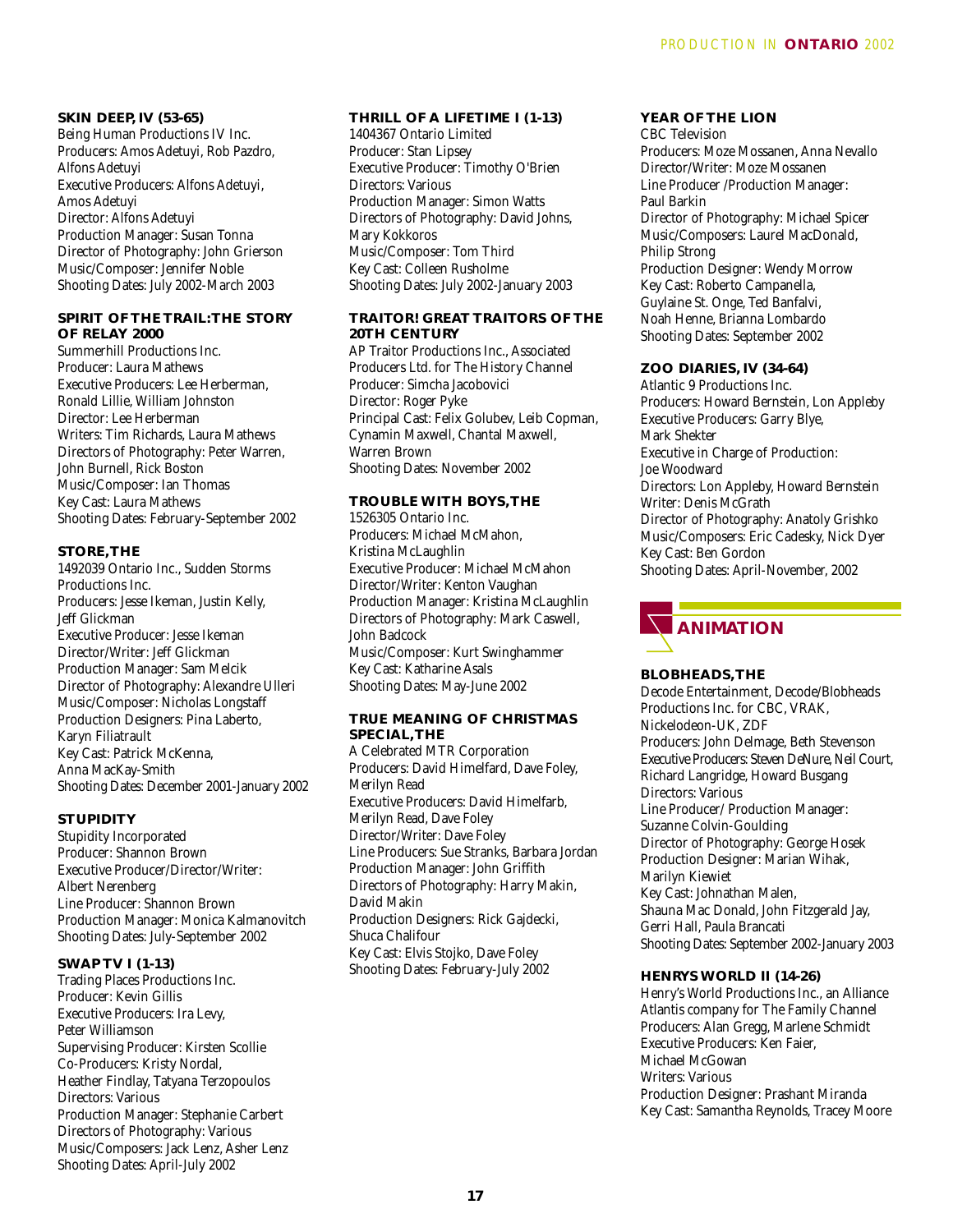### SKIN DEEP, IV (53-65)

Being Human Productions IV Inc.
Producers: Amos Adetuyi, Rob Pazdro, Alfons Adetuyi
Executive Producers: Alfons Adetuyi, Amos Adetuyi
Director: Alfons Adetuyi
Production Manager: Susan Tonna
Director of Photography: John Grierson
Music/Composer: Jennifer Noble
Shooting Dates: July 2002-March 2003

### SPIRIT OF THE TRAIL:THE STORY OF RELAY 2000

Summerhill Productions Inc.
Producer: Laura Mathews
Executive Producers: Lee Herberman, Ronald Lillie, William Johnston
Director: Lee Herberman
Writers: Tim Richards, Laura Mathews
Directors of Photography: Peter Warren, John Burnell, Rick Boston
Music/Composer: Ian Thomas
Key Cast: Laura Mathews
Shooting Dates: February-September 2002

### STORE,THE

1492039 Ontario Inc., Sudden Storms Productions Inc.
Producers: Jesse Ikeman, Justin Kelly, Jeff Glickman
Executive Producer: Jesse Ikeman
Director/Writer: Jeff Glickman
Production Manager: Sam Melcik
Director of Photography: Alexandre Ulleri
Music/Composer: Nicholas Longstaff
Production Designers: Pina Laberto, Karyn Filiatrault
Key Cast: Patrick McKenna, Anna MacKay-Smith
Shooting Dates: December 2001-January 2002

### STUPIDITY

Stupidity Incorporated
Producer: Shannon Brown
Executive Producer/Director/Writer: Albert Nerenberg
Line Producer: Shannon Brown
Production Manager: Monica Kalmanovitch
Shooting Dates: July-September 2002

### SWAP TV I (1-13)

Trading Places Productions Inc.
Producer: Kevin Gillis
Executive Producers: Ira Levy, Peter Williamson
Supervising Producer: Kirsten Scollie
Co-Producers: Kristy Nordal, Heather Findlay, Tatyana Terzopoulos
Directors: Various
Production Manager: Stephanie Carbert
Directors of Photography: Various
Music/Composers: Jack Lenz, Asher Lenz
Shooting Dates: April-July 2002

### THRILL OF A LIFETIME I (1-13)

1404367 Ontario Limited
Producer: Stan Lipsey
Executive Producer: Timothy O'Brien
Directors: Various
Production Manager: Simon Watts
Directors of Photography: David Johns, Mary Kokkoros
Music/Composer: Tom Third
Key Cast: Colleen Rusholme
Shooting Dates: July 2002-January 2003

### TRAITOR! GREAT TRAITORS OF THE 20TH CENTURY

AP Traitor Productions Inc., Associated Producers Ltd. for The History Channel
Producer: Simcha Jacobovici
Director: Roger Pyke
Principal Cast: Felix Golubev, Leib Copman, Cynamin Maxwell, Chantal Maxwell, Warren Brown
Shooting Dates: November 2002

### TROUBLE WITH BOYS,THE

1526305 Ontario Inc.
Producers: Michael McMahon, Kristina McLaughlin
Executive Producer: Michael McMahon
Director/Writer: Kenton Vaughan
Production Manager: Kristina McLaughlin
Directors of Photography: Mark Caswell, John Badcock
Music/Composer: Kurt Swinghammer
Key Cast: Katharine Asals
Shooting Dates: May-June 2002

### TRUE MEANING OF CHRISTMAS SPECIAL,THE

A Celebrated MTR Corporation
Producers: David Himelfard, Dave Foley, Merilyn Read
Executive Producers: David Himelfarb, Merilyn Read, Dave Foley
Director/Writer: Dave Foley
Line Producers: Sue Stranks, Barbara Jordan
Production Manager: John Griffith
Directors of Photography: Harry Makin, David Makin
Production Designers: Rick Gajdecki, Shuca Chalifour
Key Cast: Elvis Stojko, Dave Foley
Shooting Dates: February-July 2002

### YEAR OF THE LION

CBC Television
Producers: Moze Mossanen, Anna Nevallo
Director/Writer: Moze Mossanen
Line Producer /Production Manager: Paul Barkin
Director of Photography: Michael Spicer
Music/Composers: Laurel MacDonald, Philip Strong
Production Designer: Wendy Morrow
Key Cast: Roberto Campanella, Guylaine St. Onge, Ted Banfalvi, Noah Henne, Brianna Lombardo
Shooting Dates: September 2002

### ZOO DIARIES, IV (34-64)

Atlantic 9 Productions Inc.
Producers: Howard Bernstein, Lon Appleby
Executive Producers: Garry Blye, Mark Shekter
Executive in Charge of Production: Joe Woodward
Directors: Lon Appleby, Howard Bernstein
Writer: Denis McGrath
Director of Photography: Anatoly Grishko
Music/Composers: Eric Cadesky, Nick Dyer
Key Cast: Ben Gordon
Shooting Dates: April-November, 2002

## ANIMATION

### BLOBHEADS,THE

Decode Entertainment, Decode/Blobheads Productions Inc. for CBC, VRAK, Nickelodeon-UK, ZDF
Producers: John Delmage, Beth Stevenson
Executive Producers: Steven DeNure, Neil Court, Richard Langridge, Howard Busgang
Directors: Various
Line Producer/ Production Manager: Suzanne Colvin-Goulding
Director of Photography: George Hosek
Production Designer: Marian Wihak, Marilyn Kiewiet
Key Cast: Johnathan Malen, Shauna Mac Donald, John Fitzgerald Jay, Gerri Hall, Paula Brancati
Shooting Dates: September 2002-January 2003

### HENRYS WORLD II (14-26)

Henry's World Productions Inc., an Alliance Atlantis company for The Family Channel
Producers: Alan Gregg, Marlene Schmidt
Executive Producers: Ken Faier, Michael McGowan
Writers: Various
Production Designer: Prashant Miranda
Key Cast: Samantha Reynolds, Tracey Moore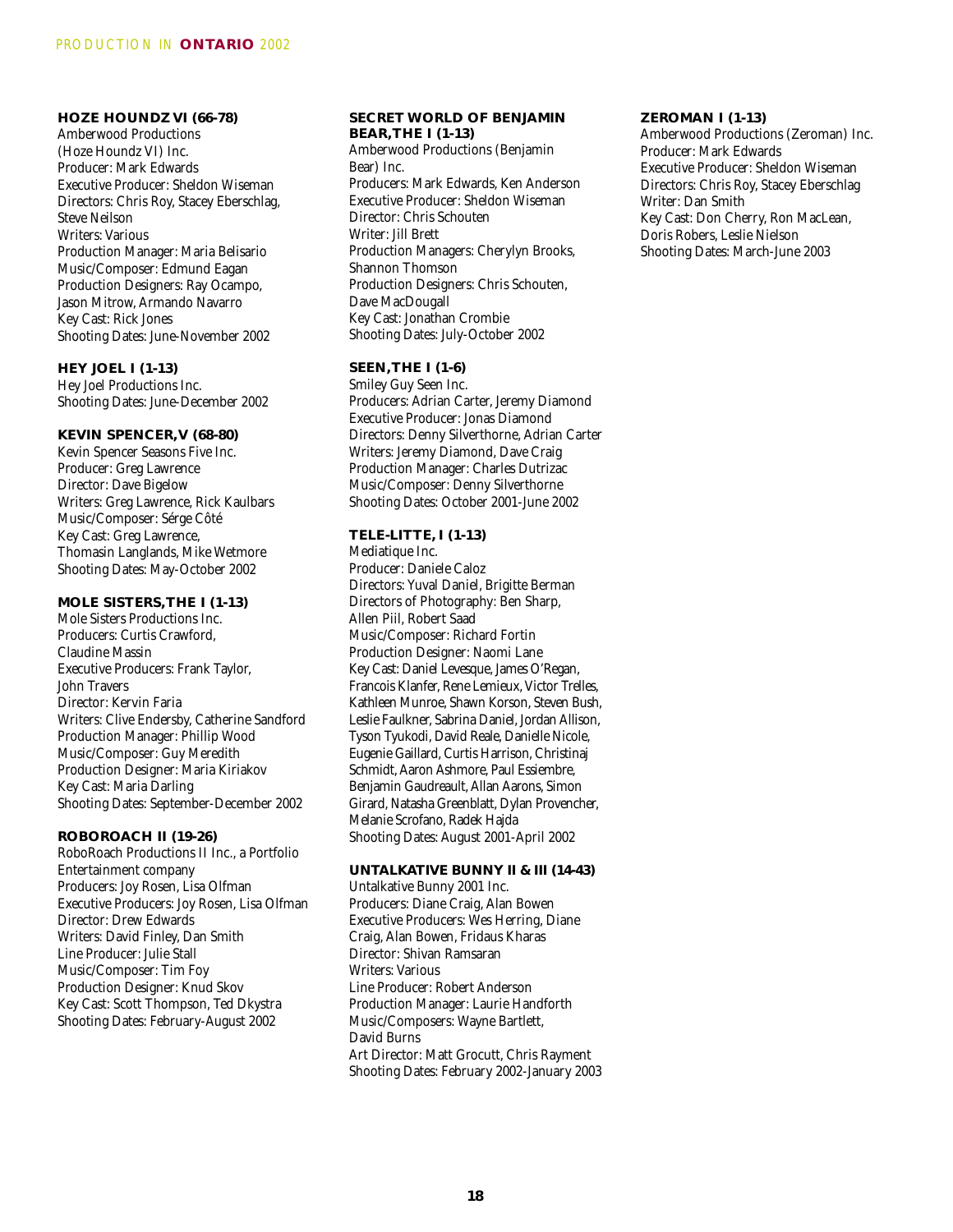**HOZE HOUNDZ VI (66-78)**
Amberwood Productions (Hoze Houndz VI) Inc.
Producer: Mark Edwards
Executive Producer: Sheldon Wiseman
Directors: Chris Roy, Stacey Eberschlag, Steve Neilson
Writers: Various
Production Manager: Maria Belisario
Music/Composer: Edmund Eagan
Production Designers: Ray Ocampo, Jason Mitrow, Armando Navarro
Key Cast: Rick Jones
Shooting Dates: June-November 2002

**HEY JOEL I (1-13)**
Hey Joel Productions Inc.
Shooting Dates: June-December 2002

**KEVIN SPENCER,V (68-80)**
Kevin Spencer Seasons Five Inc.
Producer: Greg Lawrence
Director: Dave Bigelow
Writers: Greg Lawrence, Rick Kaulbars
Music/Composer: Sérge Côté
Key Cast: Greg Lawrence, Thomasin Langlands, Mike Wetmore
Shooting Dates: May-October 2002

**MOLE SISTERS,THE I (1-13)**
Mole Sisters Productions Inc.
Producers: Curtis Crawford, Claudine Massin
Executive Producers: Frank Taylor, John Travers
Director: Kervin Faria
Writers: Clive Endersby, Catherine Sandford
Production Manager: Phillip Wood
Music/Composer: Guy Meredith
Production Designer: Maria Kiriakov
Key Cast: Maria Darling
Shooting Dates: September-December 2002

**ROBOROACH II (19-26)**
RoboRoach Productions II Inc., a Portfolio Entertainment company
Producers: Joy Rosen, Lisa Olfman
Executive Producers: Joy Rosen, Lisa Olfman
Director: Drew Edwards
Writers: David Finley, Dan Smith
Line Producer: Julie Stall
Music/Composer: Tim Foy
Production Designer: Knud Skov
Key Cast: Scott Thompson, Ted Dkystra
Shooting Dates: February-August 2002

**SECRET WORLD OF BENJAMIN BEAR,THE I (1-13)**
Amberwood Productions (Benjamin Bear) Inc.
Producers: Mark Edwards, Ken Anderson
Executive Producer: Sheldon Wiseman
Director: Chris Schouten
Writer: Jill Brett
Production Managers: Cherylyn Brooks, Shannon Thomson
Production Designers: Chris Schouten, Dave MacDougall
Key Cast: Jonathan Crombie
Shooting Dates: July-October 2002

**SEEN,THE I (1-6)**
Smiley Guy Seen Inc.
Producers: Adrian Carter, Jeremy Diamond
Executive Producer: Jonas Diamond
Directors: Denny Silverthorne, Adrian Carter
Writers: Jeremy Diamond, Dave Craig
Production Manager: Charles Dutrizac
Music/Composer: Denny Silverthorne
Shooting Dates: October 2001-June 2002

**TELE-LITTE, I (1-13)**
Mediatique Inc.
Producer: Daniele Caloz
Directors: Yuval Daniel, Brigitte Berman
Directors of Photography: Ben Sharp, Allen Piil, Robert Saad
Music/Composer: Richard Fortin
Production Designer: Naomi Lane
Key Cast: Daniel Levesque, James O'Regan, Francois Klanfer, Rene Lemieux, Victor Trelles, Kathleen Munroe, Shawn Korson, Steven Bush, Leslie Faulkner, Sabrina Daniel, Jordan Allison, Tyson Tyukodi, David Reale, Danielle Nicole, Eugenie Gaillard, Curtis Harrison, Christinaj Schmidt, Aaron Ashmore, Paul Essiembre, Benjamin Gaudreault, Allan Aarons, Simon Girard, Natasha Greenblatt, Dylan Provencher, Melanie Scrofano, Radek Hajda
Shooting Dates: August 2001-April 2002

**UNTALKATIVE BUNNY II & III (14-43)**
Untalkative Bunny 2001 Inc.
Producers: Diane Craig, Alan Bowen
Executive Producers: Wes Herring, Diane Craig, Alan Bowen, Fridaus Kharas
Director: Shivan Ramsaran
Writers: Various
Line Producer: Robert Anderson
Production Manager: Laurie Handforth
Music/Composers: Wayne Bartlett, David Burns
Art Director: Matt Grocutt, Chris Rayment
Shooting Dates: February 2002-January 2003

**ZEROMAN I (1-13)**
Amberwood Productions (Zeroman) Inc.
Producer: Mark Edwards
Executive Producer: Sheldon Wiseman
Directors: Chris Roy, Stacey Eberschlag
Writer: Dan Smith
Key Cast: Don Cherry, Ron MacLean, Doris Robers, Leslie Nielson
Shooting Dates: March-June 2003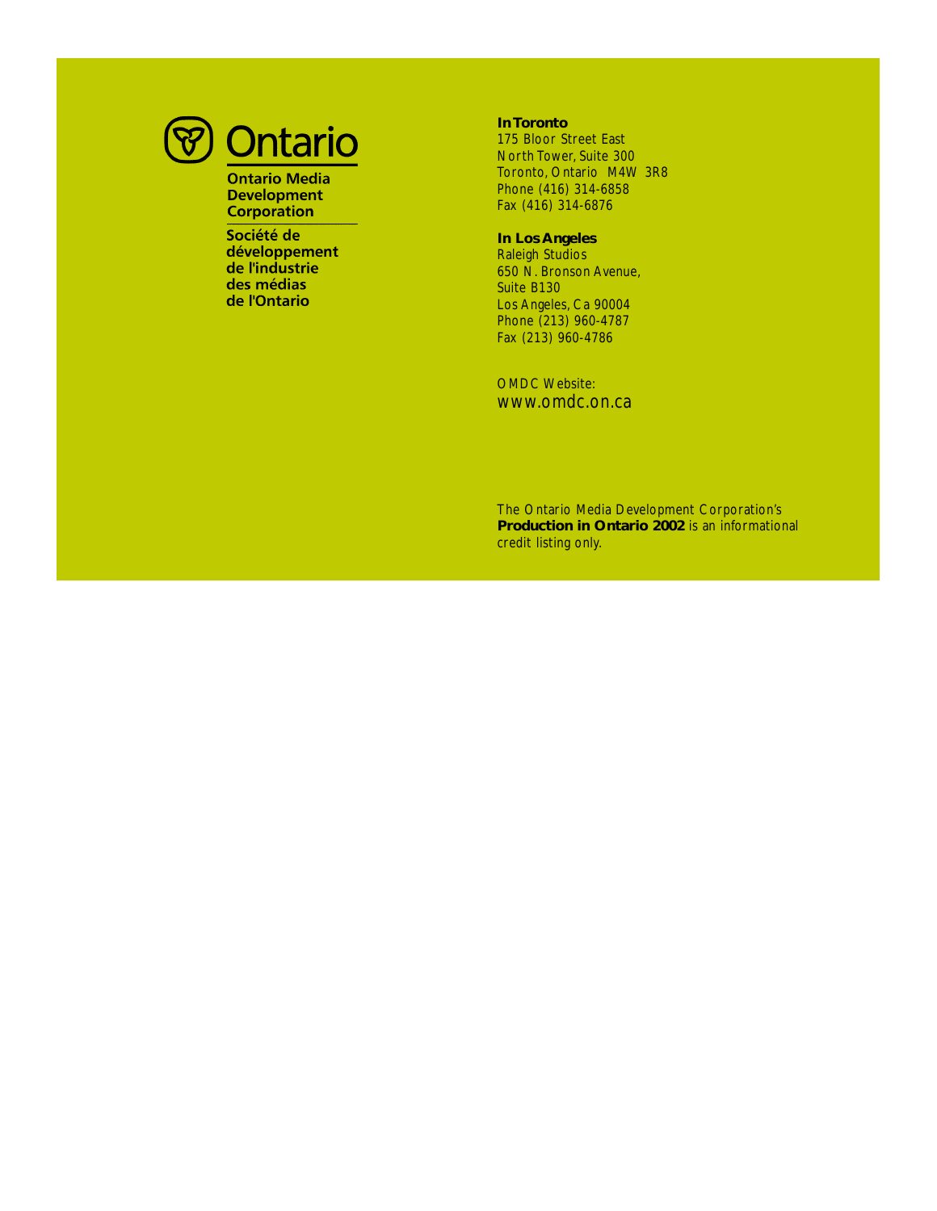Ontario

**Ontario Media Development Corporation**

**Société de développement de l'industrie des médias de l'Ontario**

**In Toronto**
175 Bloor Street East
North Tower, Suite 300
Toronto, Ontario M4W 3R8
Phone (416) 314-6858
Fax (416) 314-6876

**In Los Angeles**
Raleigh Studios
650 N. Bronson Avenue,
Suite B130
Los Angeles, Ca 90004
Phone (213) 960-4787
Fax (213) 960-4786

OMDC Website:
www.omdc.on.ca

The Ontario Media Development Corporation's **Production in Ontario 2002** is an informational credit listing only.